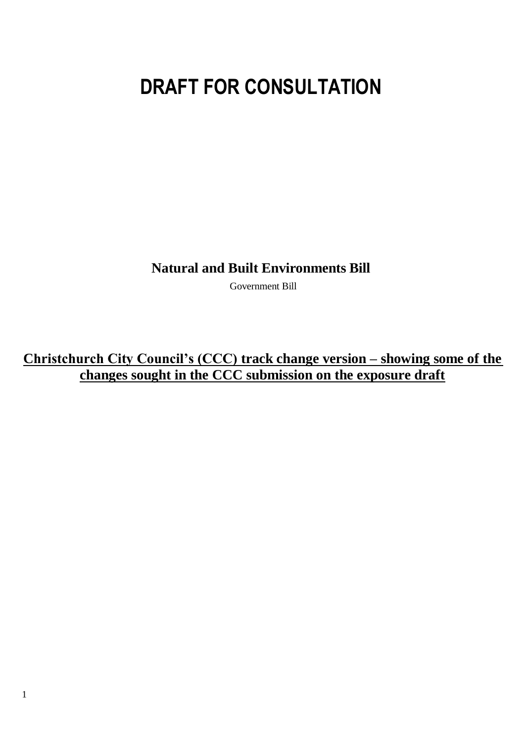# DRAFT FOR CONSULTATION

**Natural and Built Environments Bill**

Government Bill

<u>**Christchurch City Council's (CCC) track change version – showing some of the changes sought in the CCC submission on the exposure draft**</u>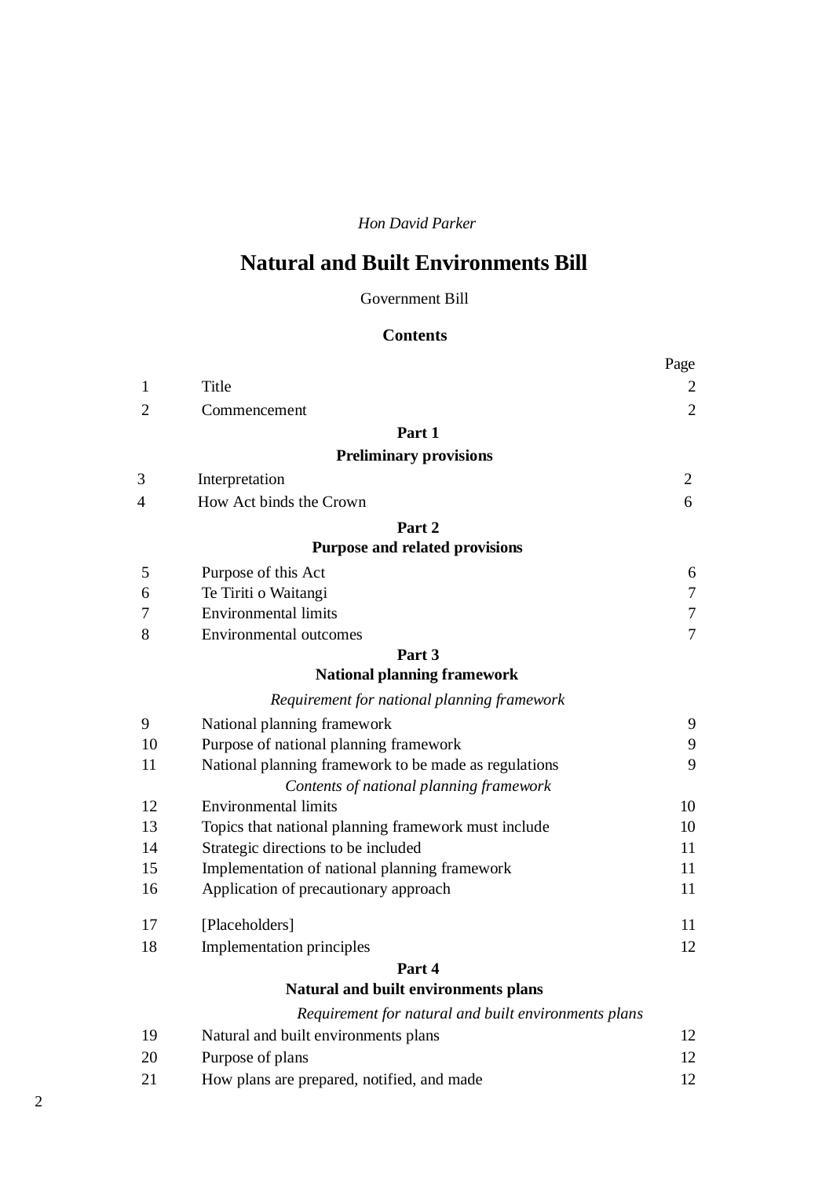*Hon David Parker*

# Natural and Built Environments Bill

Government Bill

## Contents

| | | Page |
|---|---|---|
| 1 | Title | 2 |
| 2 | Commencement | 2 |
| | **Part 1** | |
| | **Preliminary provisions** | |
| 3 | Interpretation | 2 |
| 4 | How Act binds the Crown | 6 |
| | **Part 2** | |
| | **Purpose and related provisions** | |
| 5 | Purpose of this Act | 6 |
| 6 | Te Tiriti o Waitangi | 7 |
| 7 | Environmental limits | 7 |
| 8 | Environmental outcomes | 7 |
| | **Part 3** | |
| | **National planning framework** | |
| | *Requirement for national planning framework* | |
| 9 | National planning framework | 9 |
| 10 | Purpose of national planning framework | 9 |
| 11 | National planning framework to be made as regulations | 9 |
| | *Contents of national planning framework* | |
| 12 | Environmental limits | 10 |
| 13 | Topics that national planning framework must include | 10 |
| 14 | Strategic directions to be included | 11 |
| 15 | Implementation of national planning framework | 11 |
| 16 | Application of precautionary approach | 11 |
| 17 | [Placeholders] | 11 |
| 18 | Implementation principles | 12 |
| | **Part 4** | |
| | **Natural and built environments plans** | |
| | *Requirement for natural and built environments plans* | |
| 19 | Natural and built environments plans | 12 |
| 20 | Purpose of plans | 12 |
| 21 | How plans are prepared, notified, and made | 12 |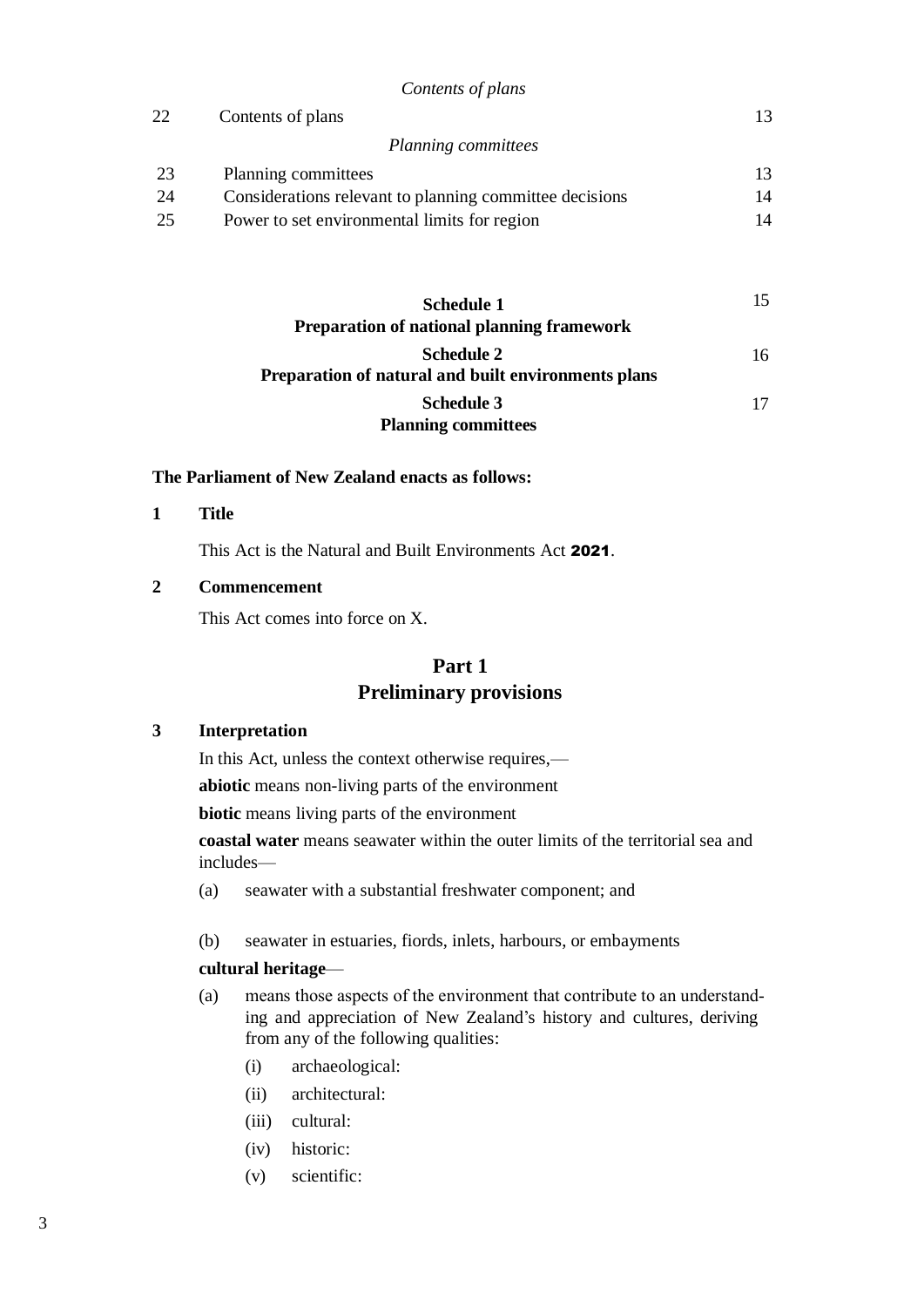*Contents of plans*

| | | |
|---|---|---|
| 22 | Contents of plans | 13 |

*Planning committees*

| | | |
|---|---|---|
| 23 | Planning committees | 13 |
| 24 | Considerations relevant to planning committee decisions | 14 |
| 25 | Power to set environmental limits for region | 14 |

**Schedule 1**
**Preparation of national planning framework** 15

**Schedule 2**
**Preparation of natural and built environments plans** 16

**Schedule 3**
**Planning committees** 17

**The Parliament of New Zealand enacts as follows:**

**1 Title**

This Act is the Natural and Built Environments Act **2021**.

**2 Commencement**

This Act comes into force on X.

## Part 1
## Preliminary provisions

**3 Interpretation**

In this Act, unless the context otherwise requires,—

**abiotic** means non-living parts of the environment

**biotic** means living parts of the environment

**coastal water** means seawater within the outer limits of the territorial sea and includes—

(a) seawater with a substantial freshwater component; and

(b) seawater in estuaries, fiords, inlets, harbours, or embayments

**cultural heritage**—

(a) means those aspects of the environment that contribute to an understanding and appreciation of New Zealand's history and cultures, deriving from any of the following qualities:

(i) archaeological:

(ii) architectural:

(iii) cultural:

(iv) historic:

(v) scientific: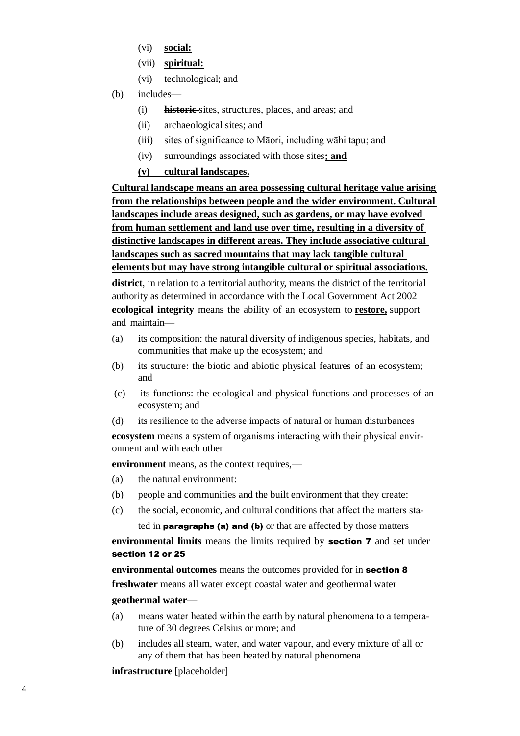(vi) **social:**

(vii) **spiritual:**

(vi) technological; and

(b) includes—

(i) ~~**historic**~~ sites, structures, places, and areas; and

(ii) archaeological sites; and

(iii) sites of significance to Māori, including wāhi tapu; and

(iv) surroundings associated with those sites**; and**

**(v) cultural landscapes.**

**Cultural landscape means an area possessing cultural heritage value arising from the relationships between people and the wider environment. Cultural landscapes include areas designed, such as gardens, or may have evolved from human settlement and land use over time, resulting in a diversity of distinctive landscapes in different areas. They include associative cultural landscapes such as sacred mountains that may lack tangible cultural elements but may have strong intangible cultural or spiritual associations.**

**district**, in relation to a territorial authority, means the district of the territorial authority as determined in accordance with the Local Government Act 2002

**ecological integrity** means the ability of an ecosystem to **restore,** support and maintain—

(a) its composition: the natural diversity of indigenous species, habitats, and communities that make up the ecosystem; and

(b) its structure: the biotic and abiotic physical features of an ecosystem; and

(c) its functions: the ecological and physical functions and processes of an ecosystem; and

(d) its resilience to the adverse impacts of natural or human disturbances

**ecosystem** means a system of organisms interacting with their physical environment and with each other

**environment** means, as the context requires,—

(a) the natural environment:

(b) people and communities and the built environment that they create:

(c) the social, economic, and cultural conditions that affect the matters stated in **paragraphs (a) and (b)** or that are affected by those matters

**environmental limits** means the limits required by **section 7** and set under **section 12 or 25**

**environmental outcomes** means the outcomes provided for in **section 8**

**freshwater** means all water except coastal water and geothermal water

**geothermal water**—

(a) means water heated within the earth by natural phenomena to a temperature of 30 degrees Celsius or more; and

(b) includes all steam, water, and water vapour, and every mixture of all or any of them that has been heated by natural phenomena

**infrastructure** [placeholder]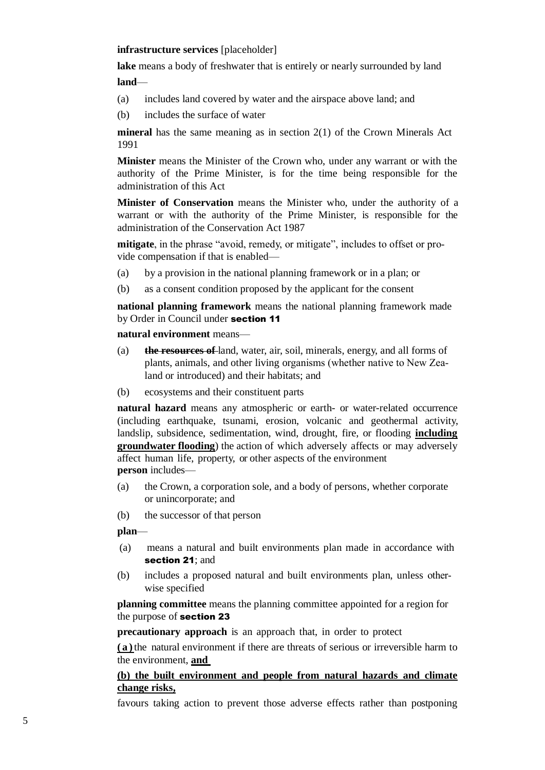**infrastructure services** [placeholder]

**lake** means a body of freshwater that is entirely or nearly surrounded by land

**land**—

(a) includes land covered by water and the airspace above land; and

(b) includes the surface of water

**mineral** has the same meaning as in section 2(1) of the Crown Minerals Act 1991

**Minister** means the Minister of the Crown who, under any warrant or with the authority of the Prime Minister, is for the time being responsible for the administration of this Act

**Minister of Conservation** means the Minister who, under the authority of a warrant or with the authority of the Prime Minister, is responsible for the administration of the Conservation Act 1987

**mitigate**, in the phrase "avoid, remedy, or mitigate", includes to offset or provide compensation if that is enabled—

(a) by a provision in the national planning framework or in a plan; or

(b) as a consent condition proposed by the applicant for the consent

**national planning framework** means the national planning framework made by Order in Council under **section 11**

**natural environment** means—

(a) ~~**the resources of**~~ land, water, air, soil, minerals, energy, and all forms of plants, animals, and other living organisms (whether native to New Zealand or introduced) and their habitats; and

(b) ecosystems and their constituent parts

**natural hazard** means any atmospheric or earth- or water-related occurrence (including earthquake, tsunami, erosion, volcanic and geothermal activity, landslip, subsidence, sedimentation, wind, drought, fire, or flooding <u>**including groundwater flooding**</u>) the action of which adversely affects or may adversely affect human life, property, or other aspects of the environment

**person** includes—

(a) the Crown, a corporation sole, and a body of persons, whether corporate or unincorporate; and

(b) the successor of that person

**plan**—

(a) means a natural and built environments plan made in accordance with **section 21**; and

(b) includes a proposed natural and built environments plan, unless otherwise specified

**planning committee** means the planning committee appointed for a region for the purpose of **section 23**

**precautionary approach** is an approach that, in order to protect

<u>**(a)**</u> the natural environment if there are threats of serious or irreversible harm to the environment, <u>**and**</u>

<u>**(b) the built environment and people from natural hazards and climate change risks,**</u>

favours taking action to prevent those adverse effects rather than postponing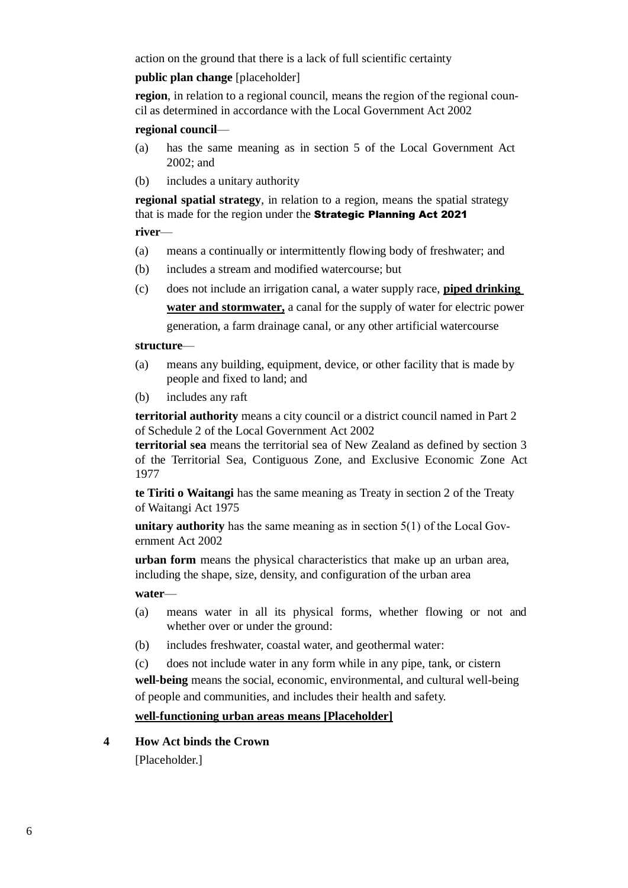action on the ground that there is a lack of full scientific certainty

**public plan change** [placeholder]

**region**, in relation to a regional council, means the region of the regional council as determined in accordance with the Local Government Act 2002

**regional council**—

(a) has the same meaning as in section 5 of the Local Government Act 2002; and

(b) includes a unitary authority

**regional spatial strategy**, in relation to a region, means the spatial strategy that is made for the region under the **Strategic Planning Act 2021**

**river**—

(a) means a continually or intermittently flowing body of freshwater; and

(b) includes a stream and modified watercourse; but

(c) does not include an irrigation canal, a water supply race, **piped drinking water and stormwater,** a canal for the supply of water for electric power generation, a farm drainage canal, or any other artificial watercourse

**structure**—

(a) means any building, equipment, device, or other facility that is made by people and fixed to land; and

(b) includes any raft

**territorial authority** means a city council or a district council named in Part 2 of Schedule 2 of the Local Government Act 2002

**territorial sea** means the territorial sea of New Zealand as defined by section 3 of the Territorial Sea, Contiguous Zone, and Exclusive Economic Zone Act 1977

**te Tiriti o Waitangi** has the same meaning as Treaty in section 2 of the Treaty of Waitangi Act 1975

**unitary authority** has the same meaning as in section 5(1) of the Local Government Act 2002

**urban form** means the physical characteristics that make up an urban area, including the shape, size, density, and configuration of the urban area

**water**—

(a) means water in all its physical forms, whether flowing or not and whether over or under the ground:

(b) includes freshwater, coastal water, and geothermal water:

(c) does not include water in any form while in any pipe, tank, or cistern

**well-being** means the social, economic, environmental, and cultural well-being of people and communities, and includes their health and safety.

**well-functioning urban areas means [Placeholder]**

**4 How Act binds the Crown**

[Placeholder.]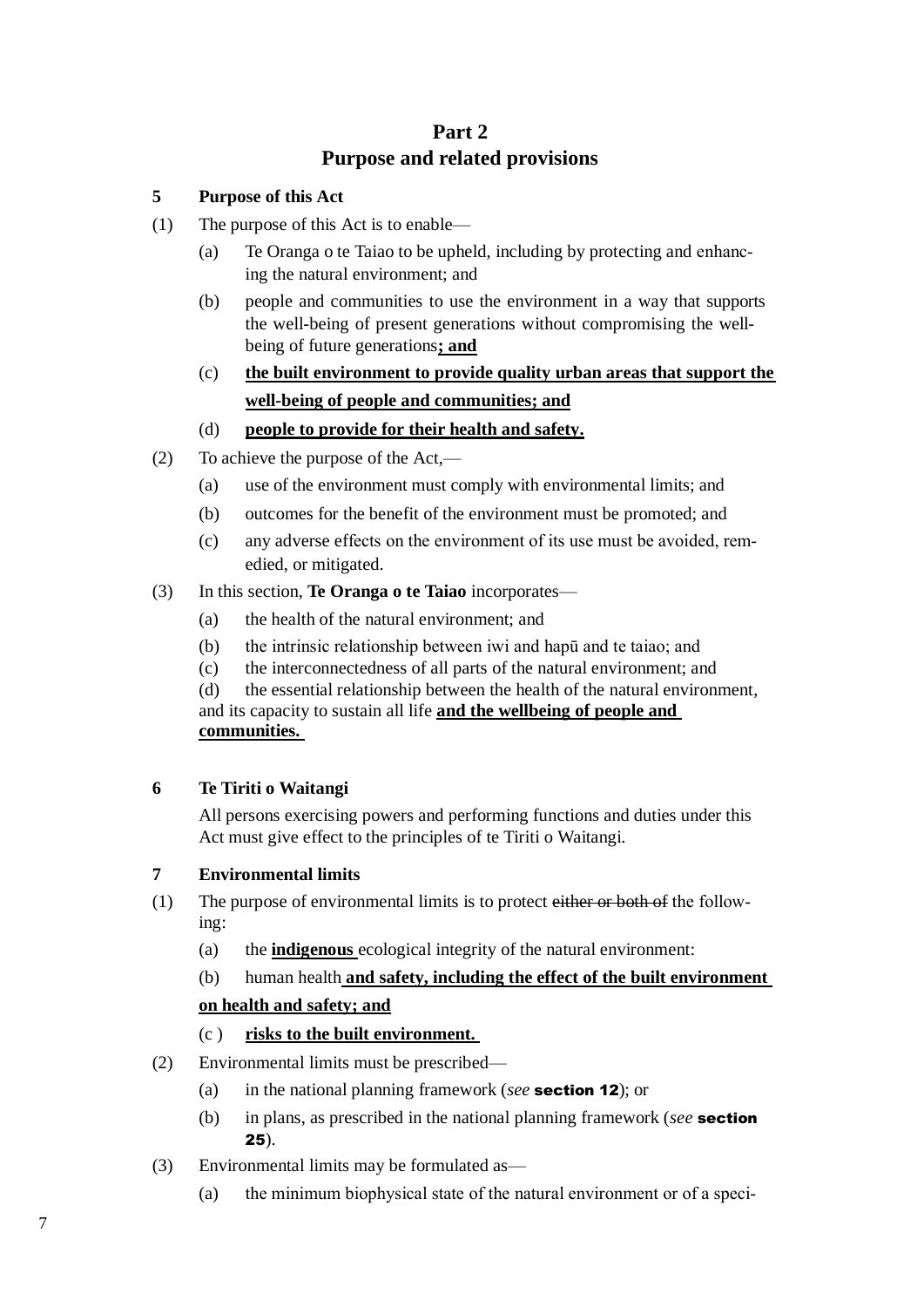# Part 2
# Purpose and related provisions

### 5 Purpose of this Act

(1) The purpose of this Act is to enable—

(a) Te Oranga o te Taiao to be upheld, including by protecting and enhancing the natural environment; and

(b) people and communities to use the environment in a way that supports the well-being of present generations without compromising the well-being of future generations**; and**

(c) **the built environment to provide quality urban areas that support the well-being of people and communities; and**

(d) **people to provide for their health and safety.**

(2) To achieve the purpose of the Act,—

(a) use of the environment must comply with environmental limits; and

(b) outcomes for the benefit of the environment must be promoted; and

(c) any adverse effects on the environment of its use must be avoided, remedied, or mitigated.

(3) In this section, **Te Oranga o te Taiao** incorporates—

(a) the health of the natural environment; and

(b) the intrinsic relationship between iwi and hapū and te taiao; and

(c) the interconnectedness of all parts of the natural environment; and

(d) the essential relationship between the health of the natural environment, and its capacity to sustain all life **and the wellbeing of people and communities.**

### 6 Te Tiriti o Waitangi

All persons exercising powers and performing functions and duties under this Act must give effect to the principles of te Tiriti o Waitangi.

### 7 Environmental limits

(1) The purpose of environmental limits is to protect ~~either or both of~~ the following:

(a) the **indigenous** ecological integrity of the natural environment:

(b) human health **and safety, including the effect of the built environment on health and safety; and**

(c ) **risks to the built environment.**

(2) Environmental limits must be prescribed—

(a) in the national planning framework (*see* **section 12**); or

(b) in plans, as prescribed in the national planning framework (*see* **section 25**).

(3) Environmental limits may be formulated as—

(a) the minimum biophysical state of the natural environment or of a speci-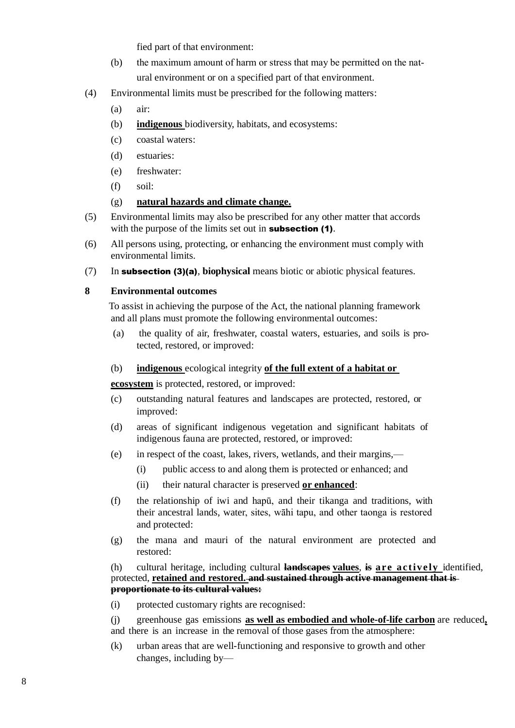fied part of that environment:

(b) the maximum amount of harm or stress that may be permitted on the natural environment or on a specified part of that environment.

(4) Environmental limits must be prescribed for the following matters:

(a) air:

(b) **indigenous** biodiversity, habitats, and ecosystems:

(c) coastal waters:

(d) estuaries:

(e) freshwater:

(f) soil:

(g) **natural hazards and climate change.**

(5) Environmental limits may also be prescribed for any other matter that accords with the purpose of the limits set out in **subsection (1)**.

(6) All persons using, protecting, or enhancing the environment must comply with environmental limits.

(7) In **subsection (3)(a)**, **biophysical** means biotic or abiotic physical features.

**8 Environmental outcomes**

To assist in achieving the purpose of the Act, the national planning framework and all plans must promote the following environmental outcomes:

(a) the quality of air, freshwater, coastal waters, estuaries, and soils is protected, restored, or improved:

(b) **indigenous** ecological integrity **of the full extent of a habitat or ecosystem** is protected, restored, or improved:

(c) outstanding natural features and landscapes are protected, restored, or improved:

(d) areas of significant indigenous vegetation and significant habitats of indigenous fauna are protected, restored, or improved:

(e) in respect of the coast, lakes, rivers, wetlands, and their margins,—

(i) public access to and along them is protected or enhanced; and

(ii) their natural character is preserved **or enhanced**:

(f) the relationship of iwi and hapū, and their tikanga and traditions, with their ancestral lands, water, sites, wāhi tapu, and other taonga is restored and protected:

(g) the mana and mauri of the natural environment are protected and restored:

(h) cultural heritage, including cultural ~~landscapes~~ **values**, ~~is~~ **are actively** identified, protected, **retained and restored.** ~~and sustained through active management that is proportionate to its cultural values:~~

(i) protected customary rights are recognised:

(j) greenhouse gas emissions **as well as embodied and whole-of-life carbon** are reduced**,** and there is an increase in the removal of those gases from the atmosphere:

(k) urban areas that are well-functioning and responsive to growth and other changes, including by—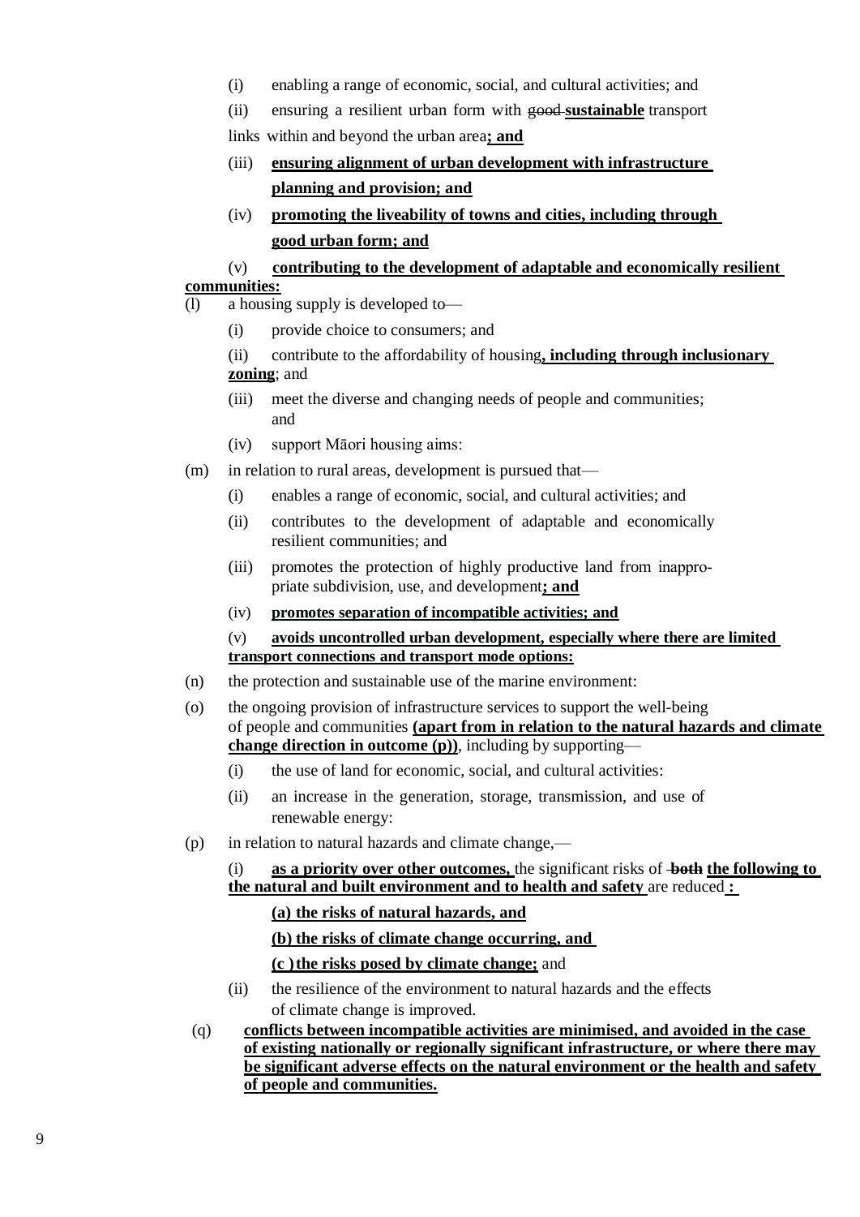(i) enabling a range of economic, social, and cultural activities; and

(ii) ensuring a resilient urban form with ~~good~~ **sustainable** transport links within and beyond the urban area**; and**

(iii) **ensuring alignment of urban development with infrastructure planning and provision; and**

(iv) **promoting the liveability of towns and cities, including through good urban form; and**

(v) **contributing to the development of adaptable and economically resilient communities:**

(l) a housing supply is developed to—

(i) provide choice to consumers; and

(ii) contribute to the affordability of housing**, including through inclusionary zoning**; and

(iii) meet the diverse and changing needs of people and communities; and

(iv) support Māori housing aims:

(m) in relation to rural areas, development is pursued that—

(i) enables a range of economic, social, and cultural activities; and

(ii) contributes to the development of adaptable and economically resilient communities; and

(iii) promotes the protection of highly productive land from inappropriate subdivision, use, and development**; and**

(iv) **promotes separation of incompatible activities; and**

(v) **avoids uncontrolled urban development, especially where there are limited transport connections and transport mode options:**

(n) the protection and sustainable use of the marine environment:

(o) the ongoing provision of infrastructure services to support the well-being of people and communities **(apart from in relation to the natural hazards and climate change direction in outcome (p))**, including by supporting—

(i) the use of land for economic, social, and cultural activities:

(ii) an increase in the generation, storage, transmission, and use of renewable energy:

(p) in relation to natural hazards and climate change,—

(i) **as a priority over other outcomes,** the significant risks of ~~both~~ **the following to the natural and built environment and to health and safety** are reduced **:**

**(a) the risks of natural hazards, and**

**(b) the risks of climate change occurring, and**

**(c ) the risks posed by climate change;** and

(ii) the resilience of the environment to natural hazards and the effects of climate change is improved.

(q) **conflicts between incompatible activities are minimised, and avoided in the case of existing nationally or regionally significant infrastructure, or where there may be significant adverse effects on the natural environment or the health and safety of people and communities.**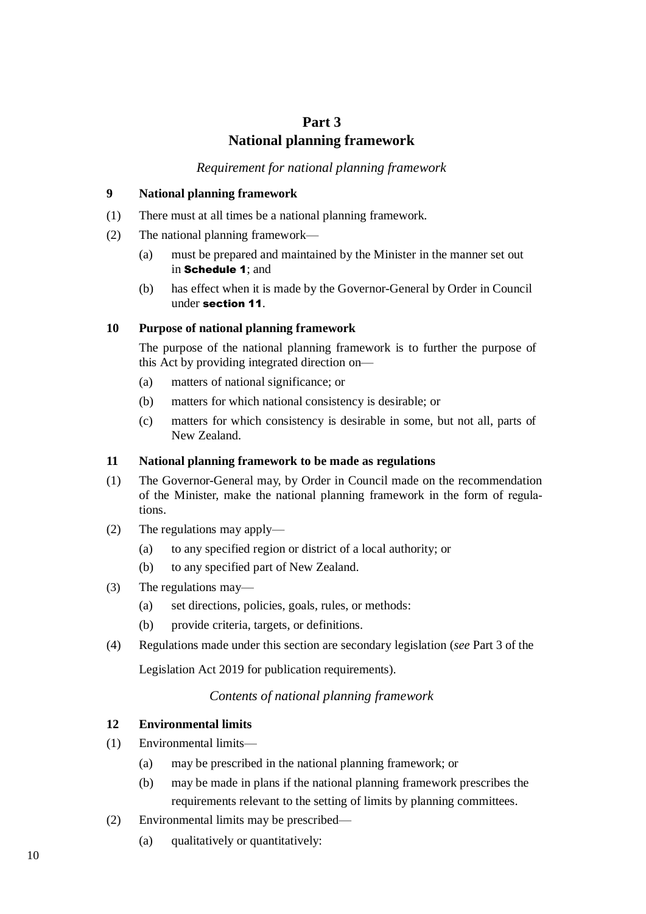# Part 3
# National planning framework

*Requirement for national planning framework*

### 9 National planning framework

(1) There must at all times be a national planning framework.

(2) The national planning framework—

  (a) must be prepared and maintained by the Minister in the manner set out in **Schedule 1**; and

  (b) has effect when it is made by the Governor-General by Order in Council under **section 11**.

### 10 Purpose of national planning framework

The purpose of the national planning framework is to further the purpose of this Act by providing integrated direction on—

  (a) matters of national significance; or

  (b) matters for which national consistency is desirable; or

  (c) matters for which consistency is desirable in some, but not all, parts of New Zealand.

### 11 National planning framework to be made as regulations

(1) The Governor-General may, by Order in Council made on the recommendation of the Minister, make the national planning framework in the form of regulations.

(2) The regulations may apply—

  (a) to any specified region or district of a local authority; or

  (b) to any specified part of New Zealand.

(3) The regulations may—

  (a) set directions, policies, goals, rules, or methods:

  (b) provide criteria, targets, or definitions.

(4) Regulations made under this section are secondary legislation (*see* Part 3 of the Legislation Act 2019 for publication requirements).

*Contents of national planning framework*

### 12 Environmental limits

(1) Environmental limits—

  (a) may be prescribed in the national planning framework; or

  (b) may be made in plans if the national planning framework prescribes the requirements relevant to the setting of limits by planning committees.

(2) Environmental limits may be prescribed—

  (a) qualitatively or quantitatively: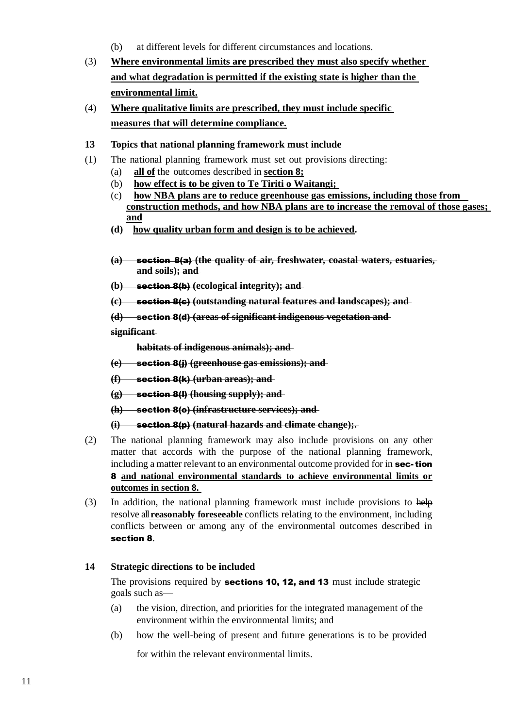(b) at different levels for different circumstances and locations.

(3) **Where environmental limits are prescribed they must also specify whether and what degradation is permitted if the existing state is higher than the environmental limit.**

(4) **Where qualitative limits are prescribed, they must include specific measures that will determine compliance.**

**13 Topics that national planning framework must include**

(1) The national planning framework must set out provisions directing:

(a) **all of** the outcomes described in **section 8;**

(b) **how effect is to be given to Te Tiriti o Waitangi;**

(c) **how NBA plans are to reduce greenhouse gas emissions, including those from construction methods, and how NBA plans are to increase the removal of those gases; and**

**(d) how quality urban form and design is to be achieved.**

~~**(a) section 8(a) (the quality of air, freshwater, coastal waters, estuaries, and soils); and**~~

~~**(b) section 8(b) (ecological integrity); and**~~

~~**(c) section 8(c) (outstanding natural features and landscapes); and**~~

~~**(d) section 8(d) (areas of significant indigenous vegetation and significant habitats of indigenous animals); and**~~

~~**(e) section 8(j) (greenhouse gas emissions); and**~~

~~**(f) section 8(k) (urban areas); and**~~

~~**(g) section 8(l) (housing supply); and**~~

~~**(h) section 8(o) (infrastructure services); and**~~

~~**(i) section 8(p) (natural hazards and climate change);.**~~

(2) The national planning framework may also include provisions on any other matter that accords with the purpose of the national planning framework, including a matter relevant to an environmental outcome provided for in **section 8** **and national environmental standards to achieve environmental limits or outcomes in section 8.**

(3) In addition, the national planning framework must include provisions to ~~help~~ resolve all **reasonably foreseeable** conflicts relating to the environment, including conflicts between or among any of the environmental outcomes described in **section 8**.

**14 Strategic directions to be included**

The provisions required by **sections 10, 12, and 13** must include strategic goals such as—

(a) the vision, direction, and priorities for the integrated management of the environment within the environmental limits; and

(b) how the well-being of present and future generations is to be provided for within the relevant environmental limits.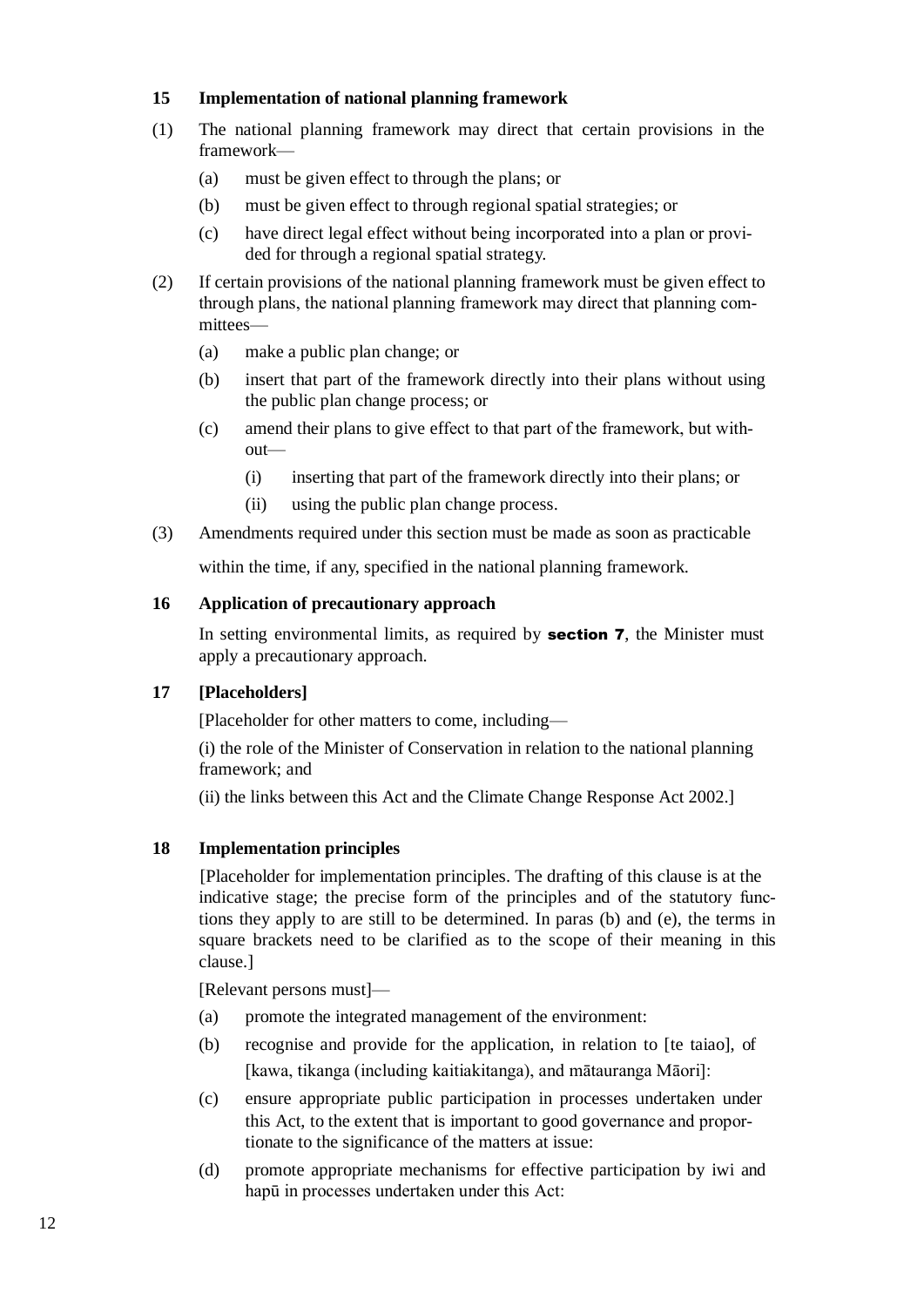### 15 Implementation of national planning framework

(1) The national planning framework may direct that certain provisions in the framework—

(a) must be given effect to through the plans; or

(b) must be given effect to through regional spatial strategies; or

(c) have direct legal effect without being incorporated into a plan or provided for through a regional spatial strategy.

(2) If certain provisions of the national planning framework must be given effect to through plans, the national planning framework may direct that planning committees—

(a) make a public plan change; or

(b) insert that part of the framework directly into their plans without using the public plan change process; or

(c) amend their plans to give effect to that part of the framework, but without—

(i) inserting that part of the framework directly into their plans; or

(ii) using the public plan change process.

(3) Amendments required under this section must be made as soon as practicable within the time, if any, specified in the national planning framework.

### 16 Application of precautionary approach

In setting environmental limits, as required by **section 7**, the Minister must apply a precautionary approach.

### 17 [Placeholders]

[Placeholder for other matters to come, including—

(i) the role of the Minister of Conservation in relation to the national planning framework; and

(ii) the links between this Act and the Climate Change Response Act 2002.]

### 18 Implementation principles

[Placeholder for implementation principles. The drafting of this clause is at the indicative stage; the precise form of the principles and of the statutory functions they apply to are still to be determined. In paras (b) and (e), the terms in square brackets need to be clarified as to the scope of their meaning in this clause.]

[Relevant persons must]—

(a) promote the integrated management of the environment:

(b) recognise and provide for the application, in relation to [te taiao], of [kawa, tikanga (including kaitiakitanga), and mātauranga Māori]:

(c) ensure appropriate public participation in processes undertaken under this Act, to the extent that is important to good governance and proportionate to the significance of the matters at issue:

(d) promote appropriate mechanisms for effective participation by iwi and hapū in processes undertaken under this Act: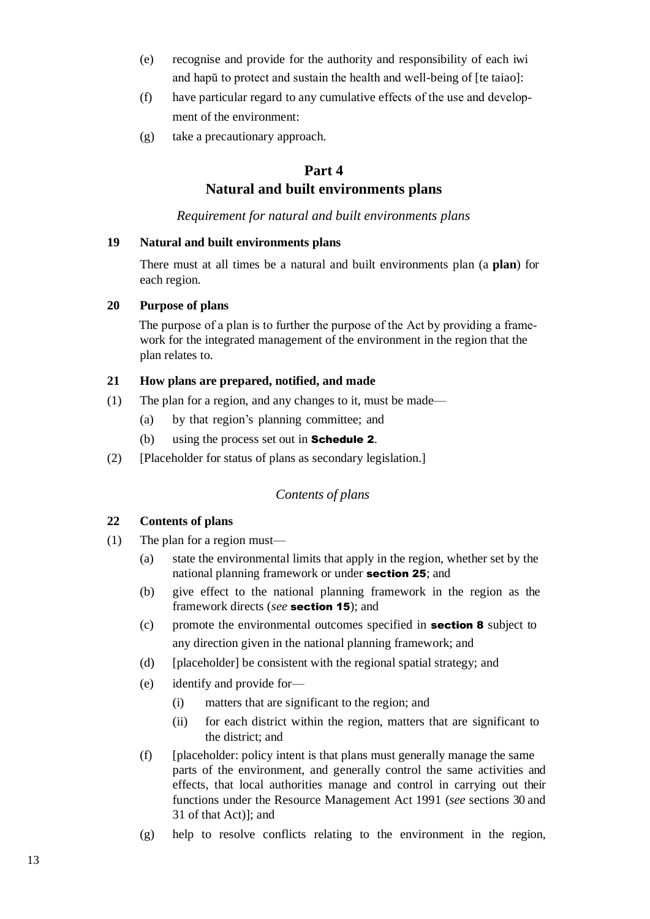(e) recognise and provide for the authority and responsibility of each iwi and hapū to protect and sustain the health and well-being of [te taiao]:

(f) have particular regard to any cumulative effects of the use and development of the environment:

(g) take a precautionary approach.

## Part 4
## Natural and built environments plans

*Requirement for natural and built environments plans*

### 19 Natural and built environments plans

There must at all times be a natural and built environments plan (a **plan**) for each region.

### 20 Purpose of plans

The purpose of a plan is to further the purpose of the Act by providing a framework for the integrated management of the environment in the region that the plan relates to.

### 21 How plans are prepared, notified, and made

(1) The plan for a region, and any changes to it, must be made—

  (a) by that region's planning committee; and

  (b) using the process set out in **Schedule 2**.

(2) [Placeholder for status of plans as secondary legislation.]

*Contents of plans*

### 22 Contents of plans

(1) The plan for a region must—

  (a) state the environmental limits that apply in the region, whether set by the national planning framework or under **section 25**; and

  (b) give effect to the national planning framework in the region as the framework directs (*see* **section 15**); and

  (c) promote the environmental outcomes specified in **section 8** subject to any direction given in the national planning framework; and

  (d) [placeholder] be consistent with the regional spatial strategy; and

  (e) identify and provide for—

    (i) matters that are significant to the region; and

    (ii) for each district within the region, matters that are significant to the district; and

  (f) [placeholder: policy intent is that plans must generally manage the same parts of the environment, and generally control the same activities and effects, that local authorities manage and control in carrying out their functions under the Resource Management Act 1991 (*see* sections 30 and 31 of that Act)]; and

  (g) help to resolve conflicts relating to the environment in the region,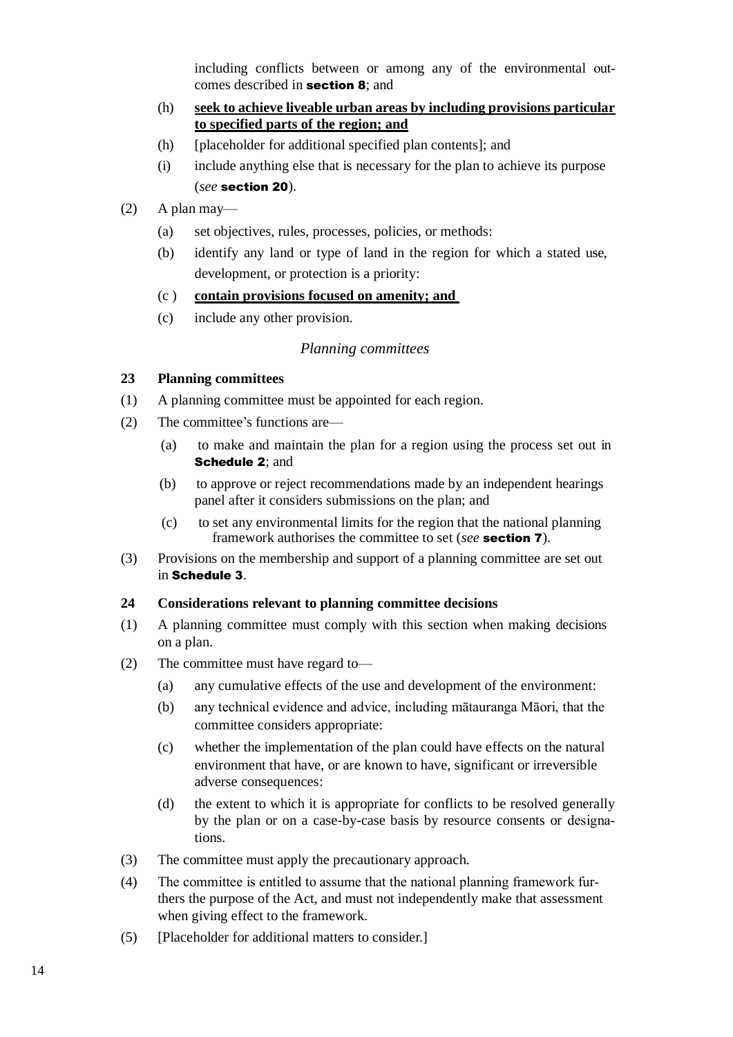including conflicts between or among any of the environmental outcomes described in **section 8**; and

(h) **seek to achieve liveable urban areas by including provisions particular to specified parts of the region; and**

(h) [placeholder for additional specified plan contents]; and

(i) include anything else that is necessary for the plan to achieve its purpose (*see* **section 20**).

(2) A plan may—

(a) set objectives, rules, processes, policies, or methods:

(b) identify any land or type of land in the region for which a stated use, development, or protection is a priority:

(c ) **contain provisions focused on amenity; and**

(c) include any other provision.

*Planning committees*

### 23 Planning committees

(1) A planning committee must be appointed for each region.

(2) The committee's functions are—

(a) to make and maintain the plan for a region using the process set out in **Schedule 2**; and

(b) to approve or reject recommendations made by an independent hearings panel after it considers submissions on the plan; and

(c) to set any environmental limits for the region that the national planning framework authorises the committee to set (*see* **section 7**).

(3) Provisions on the membership and support of a planning committee are set out in **Schedule 3**.

### 24 Considerations relevant to planning committee decisions

(1) A planning committee must comply with this section when making decisions on a plan.

(2) The committee must have regard to—

(a) any cumulative effects of the use and development of the environment:

(b) any technical evidence and advice, including mātauranga Māori, that the committee considers appropriate:

(c) whether the implementation of the plan could have effects on the natural environment that have, or are known to have, significant or irreversible adverse consequences:

(d) the extent to which it is appropriate for conflicts to be resolved generally by the plan or on a case-by-case basis by resource consents or designations.

(3) The committee must apply the precautionary approach.

(4) The committee is entitled to assume that the national planning framework furthers the purpose of the Act, and must not independently make that assessment when giving effect to the framework.

(5) [Placeholder for additional matters to consider.]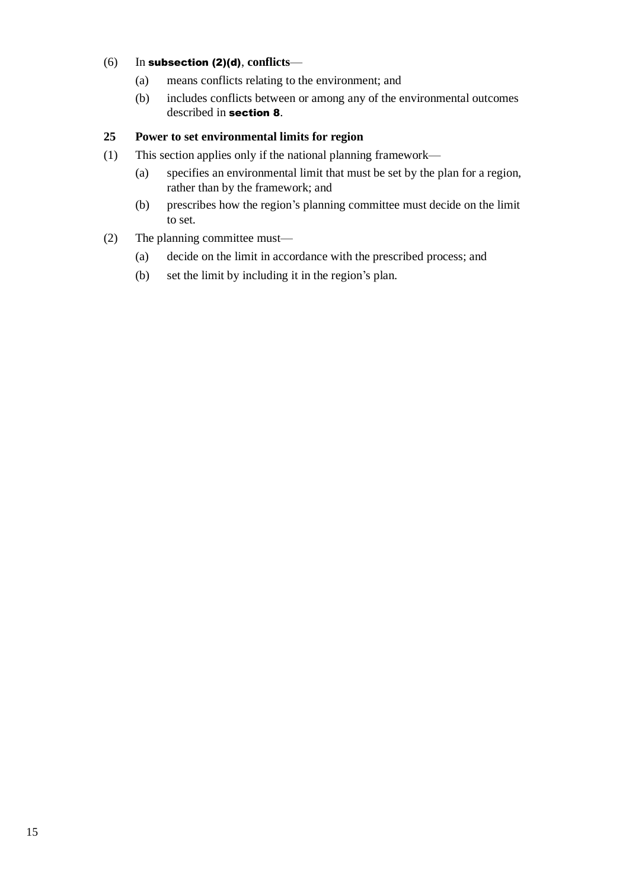(6) In **subsection (2)(d)**, **conflicts**—

- (a) means conflicts relating to the environment; and
- (b) includes conflicts between or among any of the environmental outcomes described in **section 8**.

### 25 Power to set environmental limits for region

(1) This section applies only if the national planning framework—

- (a) specifies an environmental limit that must be set by the plan for a region, rather than by the framework; and
- (b) prescribes how the region's planning committee must decide on the limit to set.

(2) The planning committee must—

- (a) decide on the limit in accordance with the prescribed process; and
- (b) set the limit by including it in the region's plan.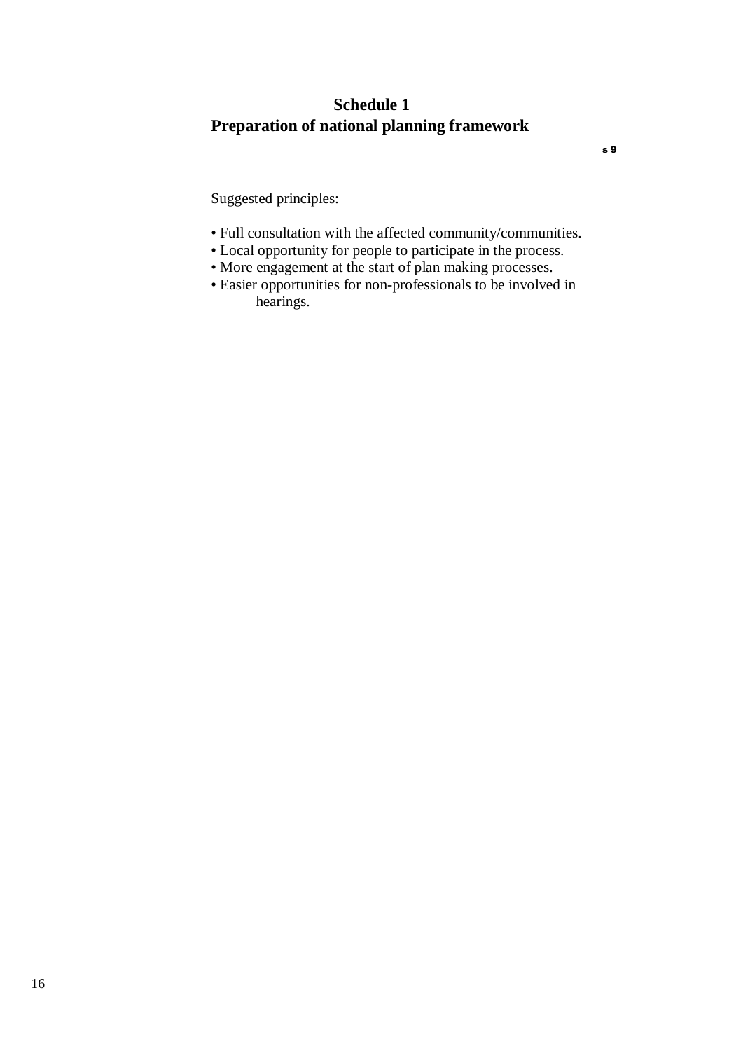# Schedule 1
## Preparation of national planning framework

s 9

Suggested principles:

- Full consultation with the affected community/communities.
- Local opportunity for people to participate in the process.
- More engagement at the start of plan making processes.
- Easier opportunities for non-professionals to be involved in hearings.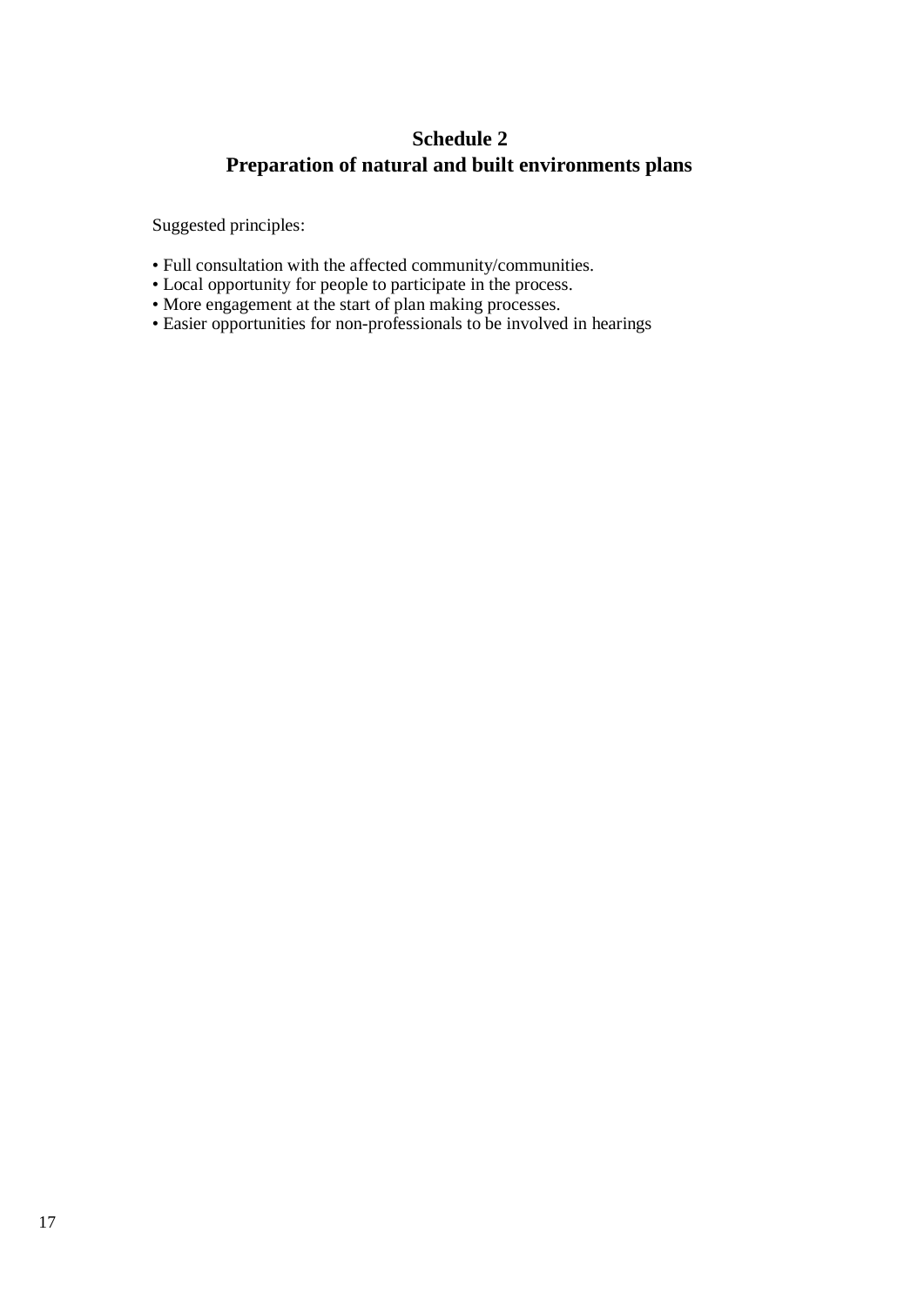## Schedule 2
## Preparation of natural and built environments plans

Suggested principles:

- Full consultation with the affected community/communities.
- Local opportunity for people to participate in the process.
- More engagement at the start of plan making processes.
- Easier opportunities for non-professionals to be involved in hearings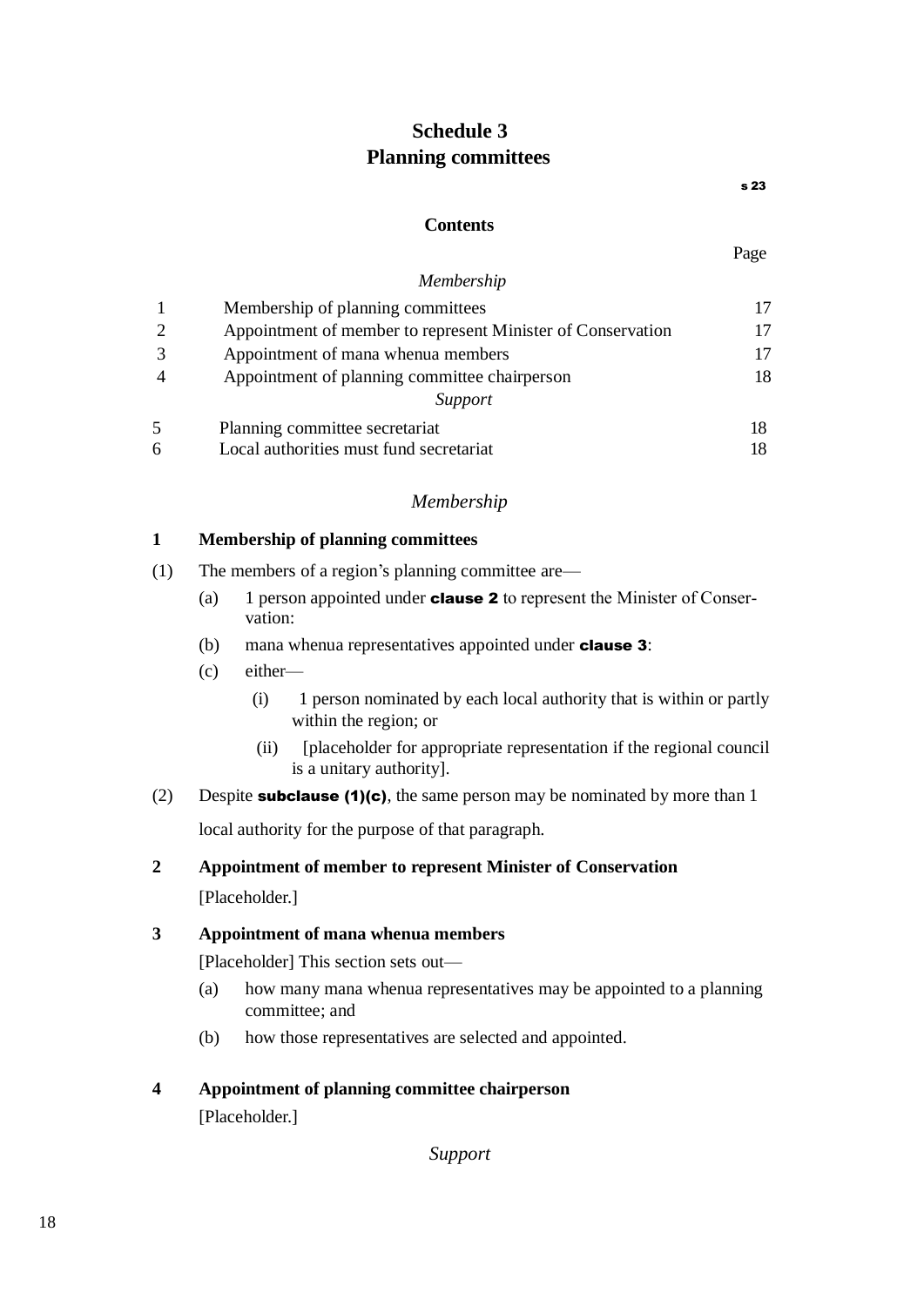# Schedule 3
# Planning committees

s 23

## Contents

| | | Page |
|---|---|---|
| | *Membership* | |
| 1 | Membership of planning committees | 17 |
| 2 | Appointment of member to represent Minister of Conservation | 17 |
| 3 | Appointment of mana whenua members | 17 |
| 4 | Appointment of planning committee chairperson | 18 |
| | *Support* | |
| 5 | Planning committee secretariat | 18 |
| 6 | Local authorities must fund secretariat | 18 |

*Membership*

**1 Membership of planning committees**

(1) The members of a region's planning committee are—

(a) 1 person appointed under **clause 2** to represent the Minister of Conservation:

(b) mana whenua representatives appointed under **clause 3**:

(c) either—

(i) 1 person nominated by each local authority that is within or partly within the region; or

(ii) [placeholder for appropriate representation if the regional council is a unitary authority].

(2) Despite **subclause (1)(c)**, the same person may be nominated by more than 1 local authority for the purpose of that paragraph.

**2 Appointment of member to represent Minister of Conservation**

[Placeholder.]

**3 Appointment of mana whenua members**

[Placeholder] This section sets out—

(a) how many mana whenua representatives may be appointed to a planning committee; and

(b) how those representatives are selected and appointed.

**4 Appointment of planning committee chairperson**

[Placeholder.]

*Support*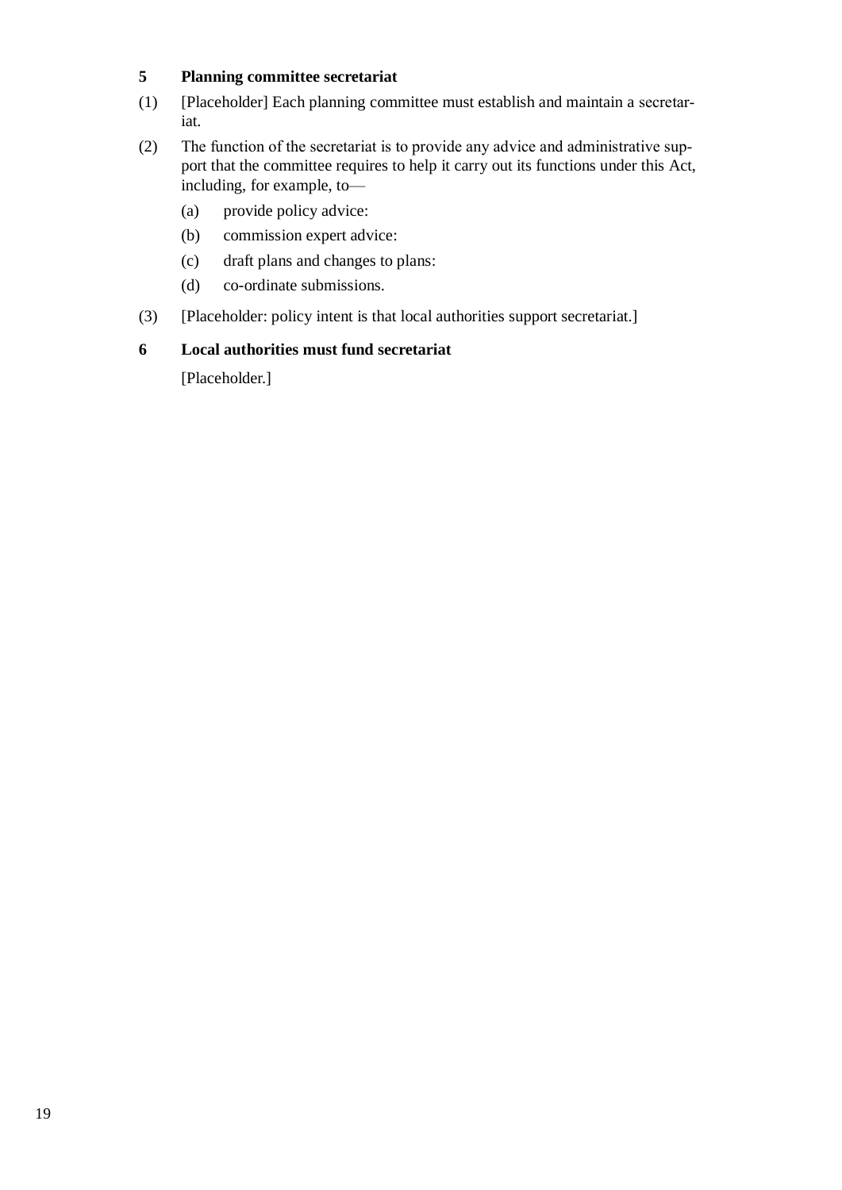### 5 Planning committee secretariat

(1) [Placeholder] Each planning committee must establish and maintain a secretariat.

(2) The function of the secretariat is to provide any advice and administrative support that the committee requires to help it carry out its functions under this Act, including, for example, to—

  (a) provide policy advice:

  (b) commission expert advice:

  (c) draft plans and changes to plans:

  (d) co-ordinate submissions.

(3) [Placeholder: policy intent is that local authorities support secretariat.]

### 6 Local authorities must fund secretariat

[Placeholder.]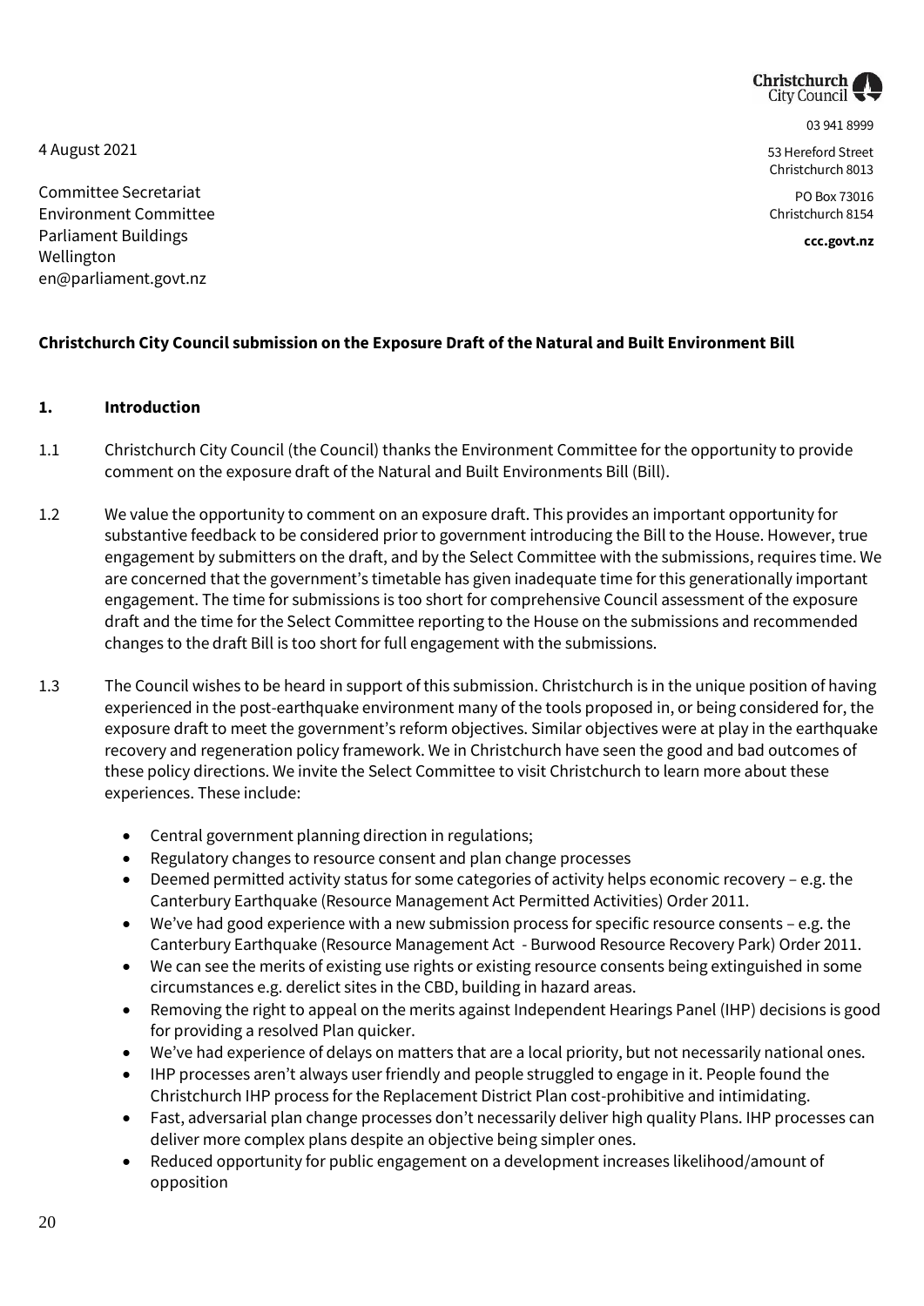4 August 2021

Committee Secretariat
Environment Committee
Parliament Buildings
Wellington
en@parliament.govt.nz

Christchurch City Council
03 941 8999
53 Hereford Street
Christchurch 8013
PO Box 73016
Christchurch 8154
**ccc.govt.nz**

**Christchurch City Council submission on the Exposure Draft of the Natural and Built Environment Bill**

## 1. Introduction

1.1 Christchurch City Council (the Council) thanks the Environment Committee for the opportunity to provide comment on the exposure draft of the Natural and Built Environments Bill (Bill).

1.2 We value the opportunity to comment on an exposure draft. This provides an important opportunity for substantive feedback to be considered prior to government introducing the Bill to the House. However, true engagement by submitters on the draft, and by the Select Committee with the submissions, requires time. We are concerned that the government's timetable has given inadequate time for this generationally important engagement. The time for submissions is too short for comprehensive Council assessment of the exposure draft and the time for the Select Committee reporting to the House on the submissions and recommended changes to the draft Bill is too short for full engagement with the submissions.

1.3 The Council wishes to be heard in support of this submission. Christchurch is in the unique position of having experienced in the post-earthquake environment many of the tools proposed in, or being considered for, the exposure draft to meet the government's reform objectives. Similar objectives were at play in the earthquake recovery and regeneration policy framework. We in Christchurch have seen the good and bad outcomes of these policy directions. We invite the Select Committee to visit Christchurch to learn more about these experiences. These include:

- Central government planning direction in regulations;
- Regulatory changes to resource consent and plan change processes
- Deemed permitted activity status for some categories of activity helps economic recovery – e.g. the Canterbury Earthquake (Resource Management Act Permitted Activities) Order 2011.
- We've had good experience with a new submission process for specific resource consents – e.g. the Canterbury Earthquake (Resource Management Act - Burwood Resource Recovery Park) Order 2011.
- We can see the merits of existing use rights or existing resource consents being extinguished in some circumstances e.g. derelict sites in the CBD, building in hazard areas.
- Removing the right to appeal on the merits against Independent Hearings Panel (IHP) decisions is good for providing a resolved Plan quicker.
- We've had experience of delays on matters that are a local priority, but not necessarily national ones.
- IHP processes aren't always user friendly and people struggled to engage in it. People found the Christchurch IHP process for the Replacement District Plan cost-prohibitive and intimidating.
- Fast, adversarial plan change processes don't necessarily deliver high quality Plans. IHP processes can deliver more complex plans despite an objective being simpler ones.
- Reduced opportunity for public engagement on a development increases likelihood/amount of opposition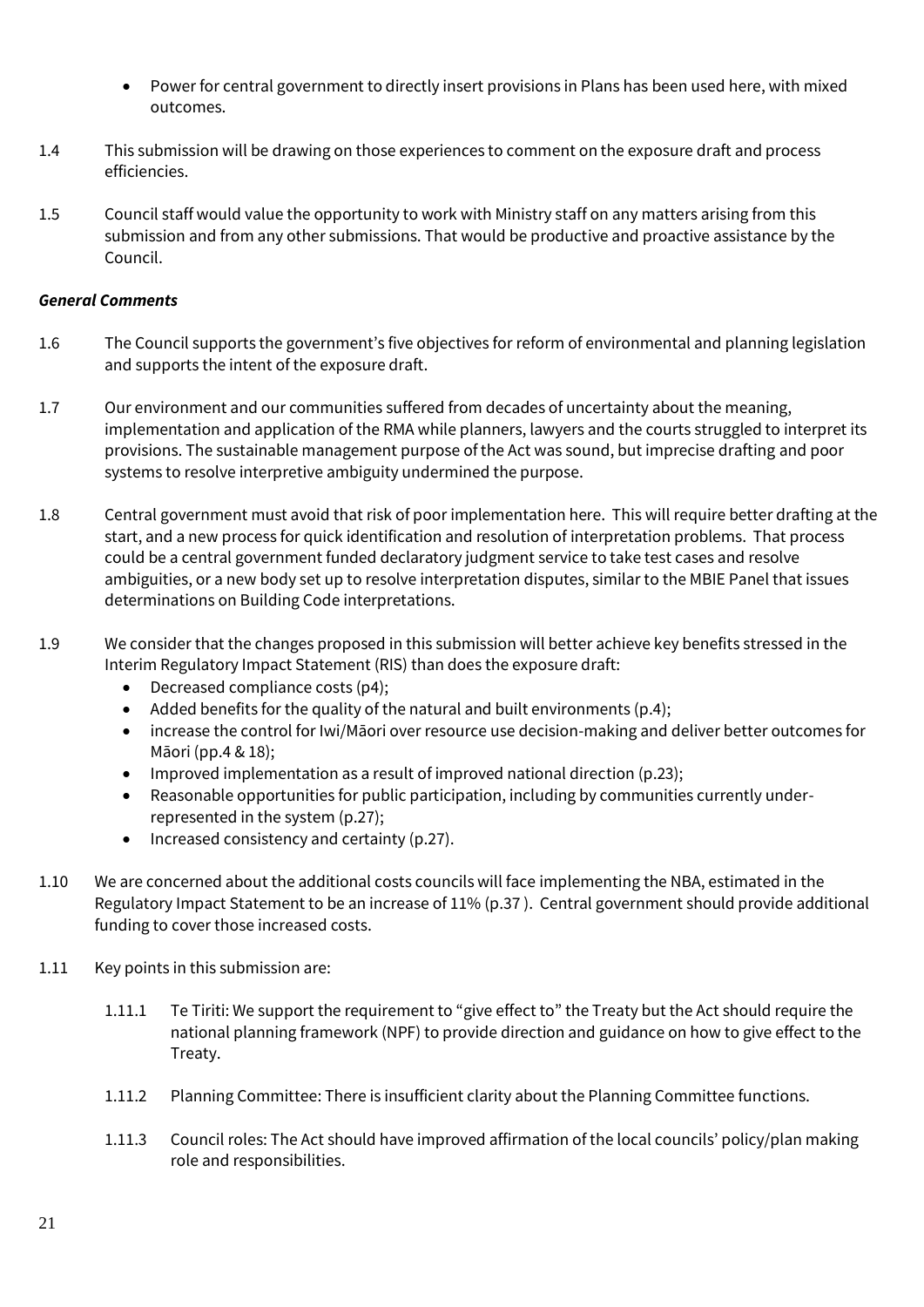- Power for central government to directly insert provisions in Plans has been used here, with mixed outcomes.

1.4 This submission will be drawing on those experiences to comment on the exposure draft and process efficiencies.

1.5 Council staff would value the opportunity to work with Ministry staff on any matters arising from this submission and from any other submissions. That would be productive and proactive assistance by the Council.

***General Comments***

1.6 The Council supports the government's five objectives for reform of environmental and planning legislation and supports the intent of the exposure draft.

1.7 Our environment and our communities suffered from decades of uncertainty about the meaning, implementation and application of the RMA while planners, lawyers and the courts struggled to interpret its provisions. The sustainable management purpose of the Act was sound, but imprecise drafting and poor systems to resolve interpretive ambiguity undermined the purpose.

1.8 Central government must avoid that risk of poor implementation here. This will require better drafting at the start, and a new process for quick identification and resolution of interpretation problems. That process could be a central government funded declaratory judgment service to take test cases and resolve ambiguities, or a new body set up to resolve interpretation disputes, similar to the MBIE Panel that issues determinations on Building Code interpretations.

1.9 We consider that the changes proposed in this submission will better achieve key benefits stressed in the Interim Regulatory Impact Statement (RIS) than does the exposure draft:
- Decreased compliance costs (p4);
- Added benefits for the quality of the natural and built environments (p.4);
- increase the control for Iwi/Māori over resource use decision-making and deliver better outcomes for Māori (pp.4 & 18);
- Improved implementation as a result of improved national direction (p.23);
- Reasonable opportunities for public participation, including by communities currently under-represented in the system (p.27);
- Increased consistency and certainty (p.27).

1.10 We are concerned about the additional costs councils will face implementing the NBA, estimated in the Regulatory Impact Statement to be an increase of 11% (p.37 ). Central government should provide additional funding to cover those increased costs.

1.11 Key points in this submission are:

1.11.1 Te Tiriti: We support the requirement to "give effect to" the Treaty but the Act should require the national planning framework (NPF) to provide direction and guidance on how to give effect to the Treaty.

1.11.2 Planning Committee: There is insufficient clarity about the Planning Committee functions.

1.11.3 Council roles: The Act should have improved affirmation of the local councils' policy/plan making role and responsibilities.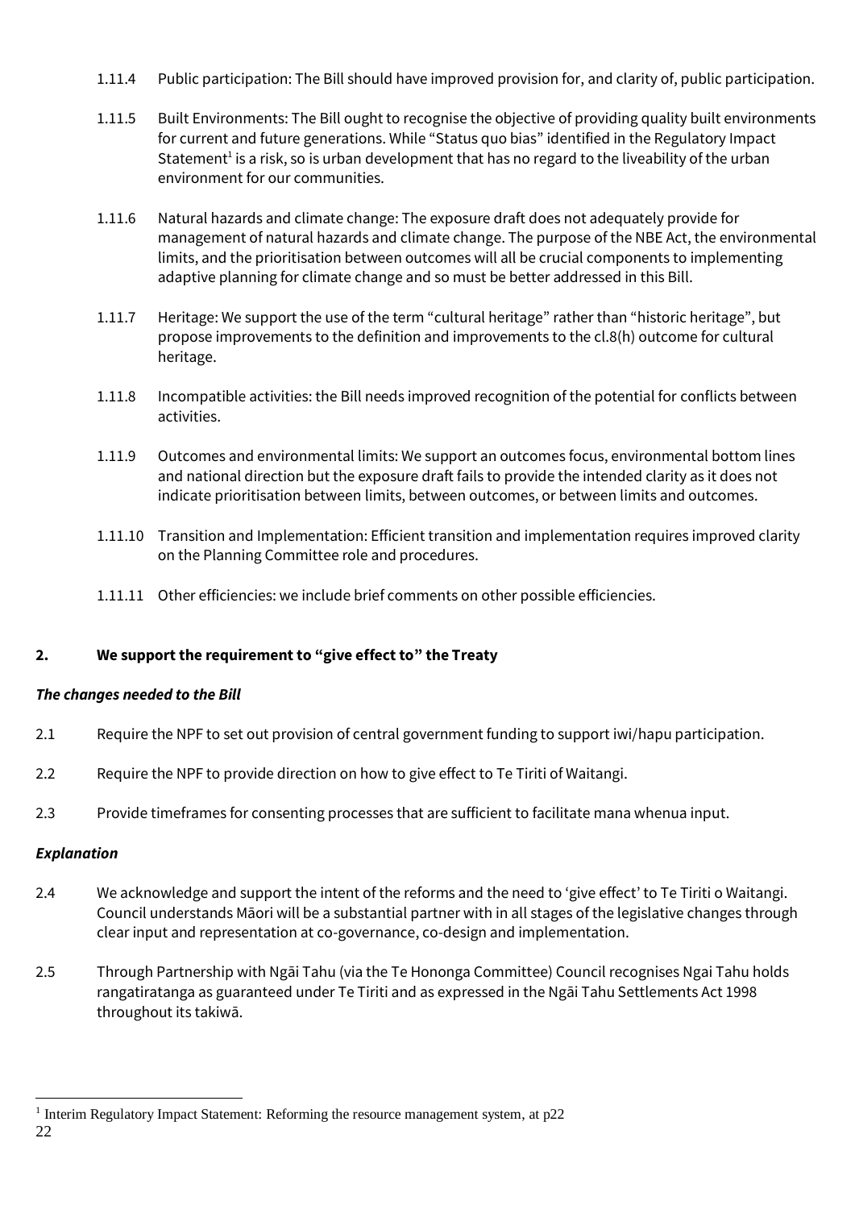1.11.4 Public participation: The Bill should have improved provision for, and clarity of, public participation.

1.11.5 Built Environments: The Bill ought to recognise the objective of providing quality built environments for current and future generations. While "Status quo bias" identified in the Regulatory Impact Statement[1] is a risk, so is urban development that has no regard to the liveability of the urban environment for our communities.

1.11.6 Natural hazards and climate change: The exposure draft does not adequately provide for management of natural hazards and climate change. The purpose of the NBE Act, the environmental limits, and the prioritisation between outcomes will all be crucial components to implementing adaptive planning for climate change and so must be better addressed in this Bill.

1.11.7 Heritage: We support the use of the term "cultural heritage" rather than "historic heritage", but propose improvements to the definition and improvements to the cl.8(h) outcome for cultural heritage.

1.11.8 Incompatible activities: the Bill needs improved recognition of the potential for conflicts between activities.

1.11.9 Outcomes and environmental limits: We support an outcomes focus, environmental bottom lines and national direction but the exposure draft fails to provide the intended clarity as it does not indicate prioritisation between limits, between outcomes, or between limits and outcomes.

1.11.10 Transition and Implementation: Efficient transition and implementation requires improved clarity on the Planning Committee role and procedures.

1.11.11 Other efficiencies: we include brief comments on other possible efficiencies.

## 2. We support the requirement to "give effect to" the Treaty

***The changes needed to the Bill***

2.1 Require the NPF to set out provision of central government funding to support iwi/hapu participation.

2.2 Require the NPF to provide direction on how to give effect to Te Tiriti of Waitangi.

2.3 Provide timeframes for consenting processes that are sufficient to facilitate mana whenua input.

***Explanation***

2.4 We acknowledge and support the intent of the reforms and the need to 'give effect' to Te Tiriti o Waitangi. Council understands Māori will be a substantial partner with in all stages of the legislative changes through clear input and representation at co-governance, co-design and implementation.

2.5 Through Partnership with Ngāi Tahu (via the Te Hononga Committee) Council recognises Ngai Tahu holds rangatiratanga as guaranteed under Te Tiriti and as expressed in the Ngāi Tahu Settlements Act 1998 throughout its takiwā.

[1] Interim Regulatory Impact Statement: Reforming the resource management system, at p22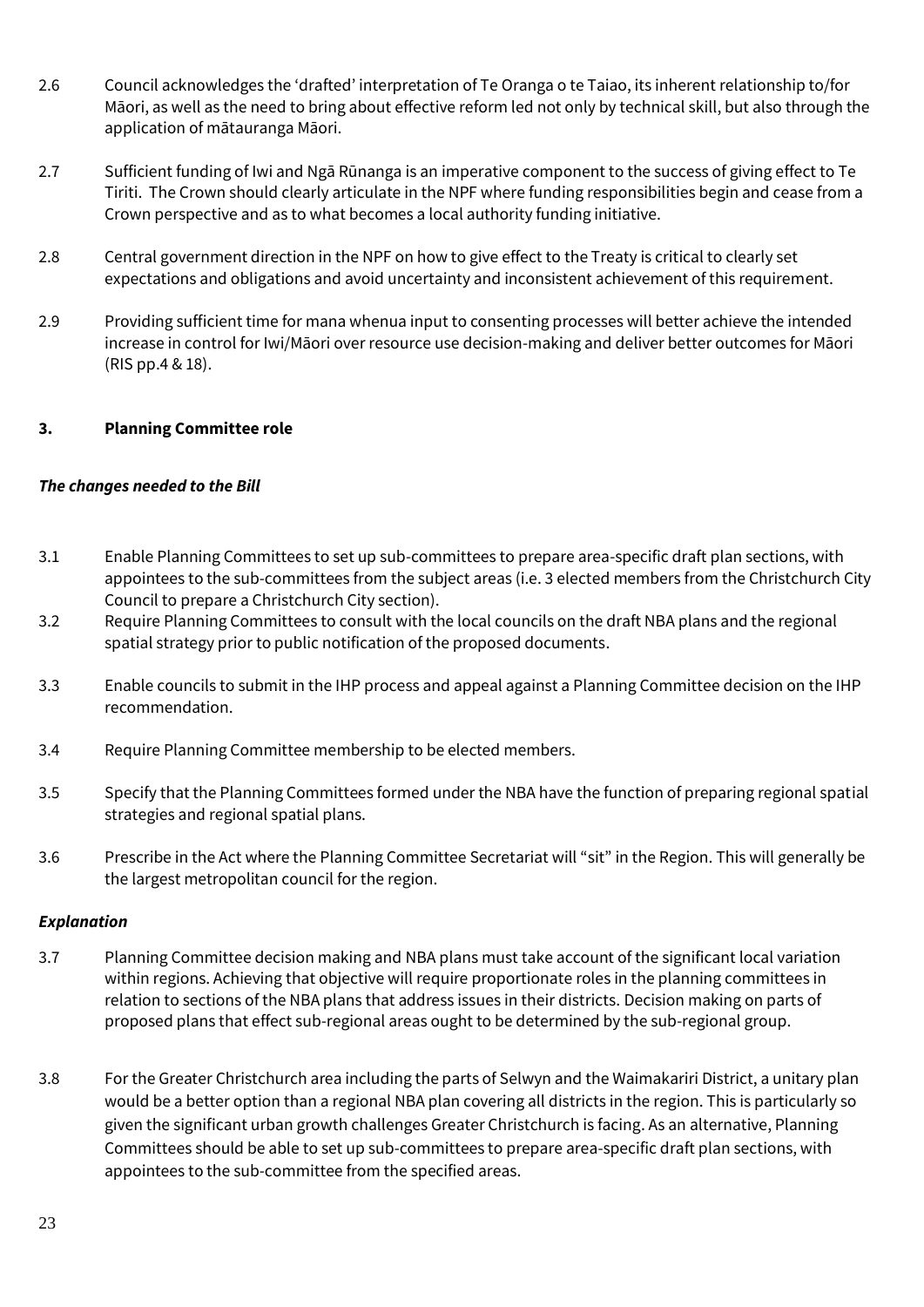2.6 Council acknowledges the 'drafted' interpretation of Te Oranga o te Taiao, its inherent relationship to/for Māori, as well as the need to bring about effective reform led not only by technical skill, but also through the application of mātauranga Māori.

2.7 Sufficient funding of Iwi and Ngā Rūnanga is an imperative component to the success of giving effect to Te Tiriti. The Crown should clearly articulate in the NPF where funding responsibilities begin and cease from a Crown perspective and as to what becomes a local authority funding initiative.

2.8 Central government direction in the NPF on how to give effect to the Treaty is critical to clearly set expectations and obligations and avoid uncertainty and inconsistent achievement of this requirement.

2.9 Providing sufficient time for mana whenua input to consenting processes will better achieve the intended increase in control for Iwi/Māori over resource use decision-making and deliver better outcomes for Māori (RIS pp.4 & 18).

## 3. Planning Committee role

### *The changes needed to the Bill*

3.1 Enable Planning Committees to set up sub-committees to prepare area-specific draft plan sections, with appointees to the sub-committees from the subject areas (i.e. 3 elected members from the Christchurch City Council to prepare a Christchurch City section).

3.2 Require Planning Committees to consult with the local councils on the draft NBA plans and the regional spatial strategy prior to public notification of the proposed documents.

3.3 Enable councils to submit in the IHP process and appeal against a Planning Committee decision on the IHP recommendation.

3.4 Require Planning Committee membership to be elected members.

3.5 Specify that the Planning Committees formed under the NBA have the function of preparing regional spatial strategies and regional spatial plans.

3.6 Prescribe in the Act where the Planning Committee Secretariat will "sit" in the Region. This will generally be the largest metropolitan council for the region.

### *Explanation*

3.7 Planning Committee decision making and NBA plans must take account of the significant local variation within regions. Achieving that objective will require proportionate roles in the planning committees in relation to sections of the NBA plans that address issues in their districts. Decision making on parts of proposed plans that effect sub-regional areas ought to be determined by the sub-regional group.

3.8 For the Greater Christchurch area including the parts of Selwyn and the Waimakariri District, a unitary plan would be a better option than a regional NBA plan covering all districts in the region. This is particularly so given the significant urban growth challenges Greater Christchurch is facing. As an alternative, Planning Committees should be able to set up sub-committees to prepare area-specific draft plan sections, with appointees to the sub-committee from the specified areas.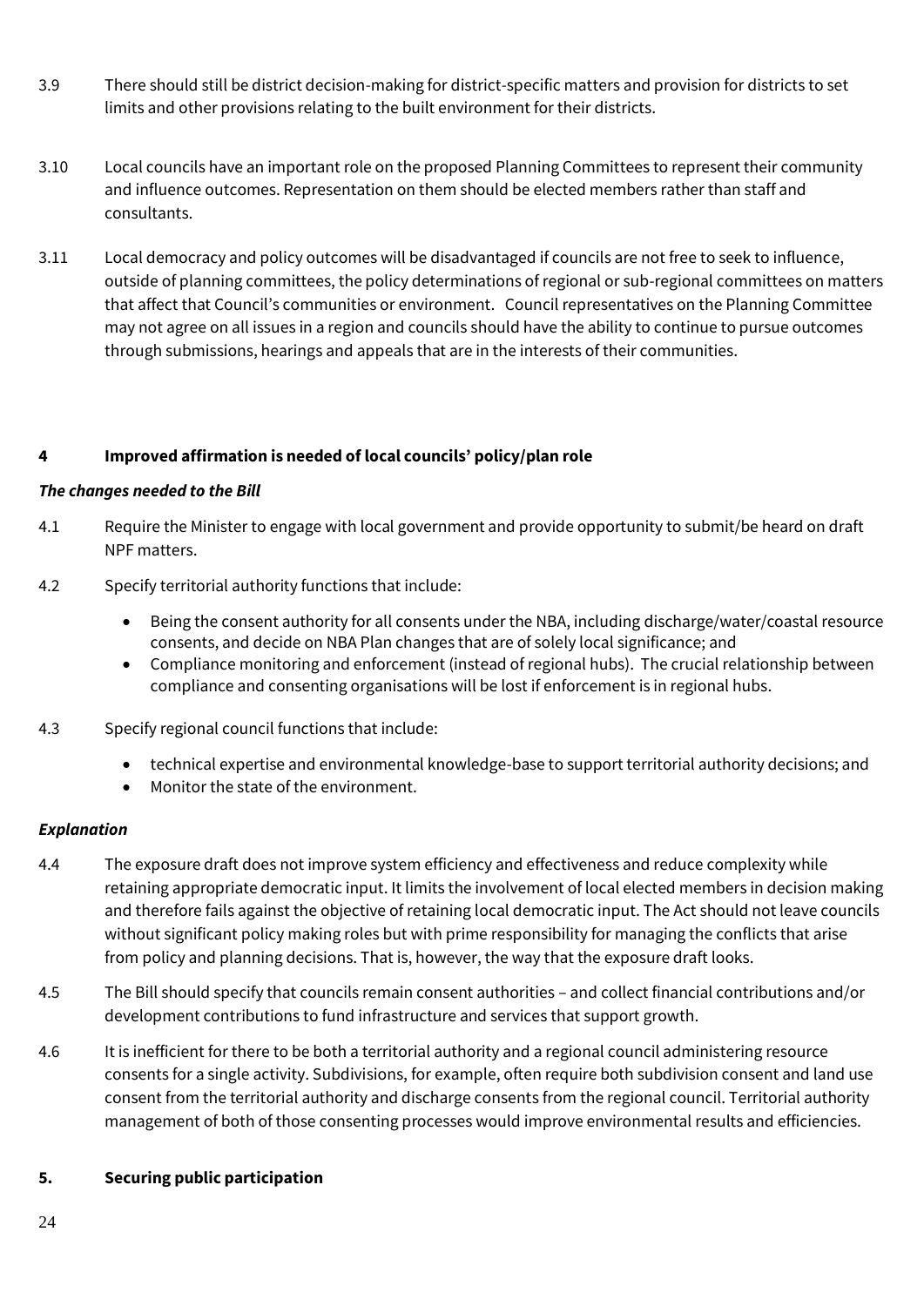3.9 There should still be district decision-making for district-specific matters and provision for districts to set limits and other provisions relating to the built environment for their districts.

3.10 Local councils have an important role on the proposed Planning Committees to represent their community and influence outcomes. Representation on them should be elected members rather than staff and consultants.

3.11 Local democracy and policy outcomes will be disadvantaged if councils are not free to seek to influence, outside of planning committees, the policy determinations of regional or sub-regional committees on matters that affect that Council's communities or environment. Council representatives on the Planning Committee may not agree on all issues in a region and councils should have the ability to continue to pursue outcomes through submissions, hearings and appeals that are in the interests of their communities.

## 4 Improved affirmation is needed of local councils' policy/plan role

### *The changes needed to the Bill*

4.1 Require the Minister to engage with local government and provide opportunity to submit/be heard on draft NPF matters.

4.2 Specify territorial authority functions that include:

- Being the consent authority for all consents under the NBA, including discharge/water/coastal resource consents, and decide on NBA Plan changes that are of solely local significance; and
- Compliance monitoring and enforcement (instead of regional hubs). The crucial relationship between compliance and consenting organisations will be lost if enforcement is in regional hubs.

4.3 Specify regional council functions that include:

- technical expertise and environmental knowledge-base to support territorial authority decisions; and
- Monitor the state of the environment.

### *Explanation*

4.4 The exposure draft does not improve system efficiency and effectiveness and reduce complexity while retaining appropriate democratic input. It limits the involvement of local elected members in decision making and therefore fails against the objective of retaining local democratic input. The Act should not leave councils without significant policy making roles but with prime responsibility for managing the conflicts that arise from policy and planning decisions. That is, however, the way that the exposure draft looks.

4.5 The Bill should specify that councils remain consent authorities – and collect financial contributions and/or development contributions to fund infrastructure and services that support growth.

4.6 It is inefficient for there to be both a territorial authority and a regional council administering resource consents for a single activity. Subdivisions, for example, often require both subdivision consent and land use consent from the territorial authority and discharge consents from the regional council. Territorial authority management of both of those consenting processes would improve environmental results and efficiencies.

## 5. Securing public participation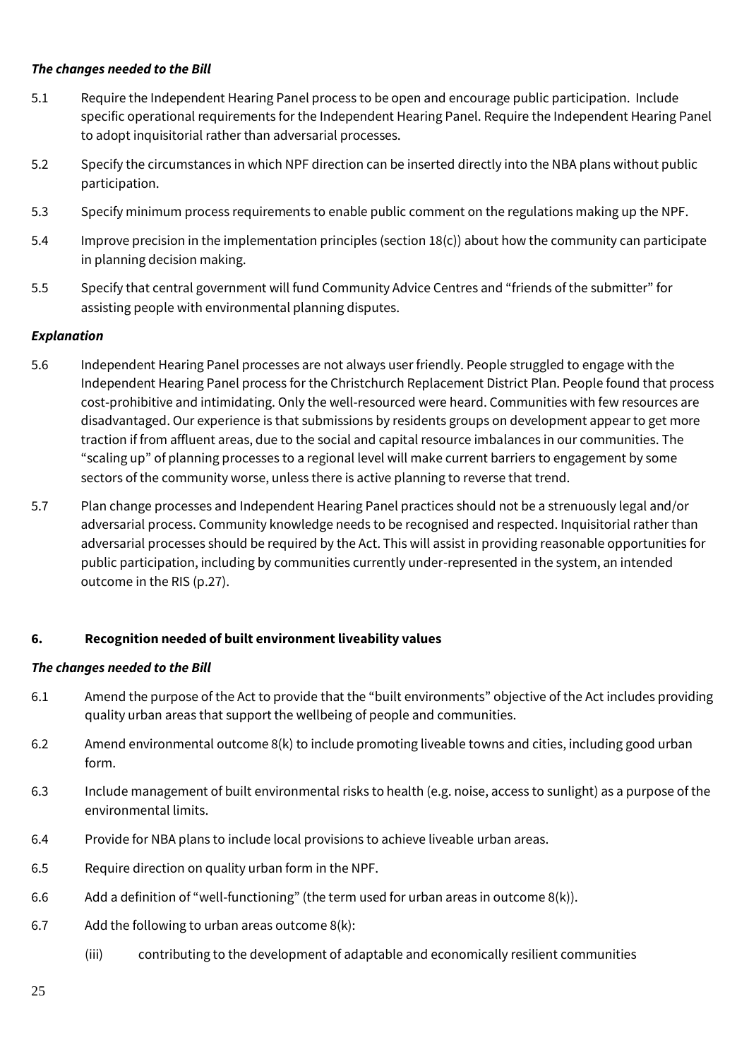***The changes needed to the Bill***

5.1 Require the Independent Hearing Panel process to be open and encourage public participation. Include specific operational requirements for the Independent Hearing Panel. Require the Independent Hearing Panel to adopt inquisitorial rather than adversarial processes.

5.2 Specify the circumstances in which NPF direction can be inserted directly into the NBA plans without public participation.

5.3 Specify minimum process requirements to enable public comment on the regulations making up the NPF.

5.4 Improve precision in the implementation principles (section 18(c)) about how the community can participate in planning decision making.

5.5 Specify that central government will fund Community Advice Centres and "friends of the submitter" for assisting people with environmental planning disputes.

***Explanation***

5.6 Independent Hearing Panel processes are not always user friendly. People struggled to engage with the Independent Hearing Panel process for the Christchurch Replacement District Plan. People found that process cost-prohibitive and intimidating. Only the well-resourced were heard. Communities with few resources are disadvantaged. Our experience is that submissions by residents groups on development appear to get more traction if from affluent areas, due to the social and capital resource imbalances in our communities. The "scaling up" of planning processes to a regional level will make current barriers to engagement by some sectors of the community worse, unless there is active planning to reverse that trend.

5.7 Plan change processes and Independent Hearing Panel practices should not be a strenuously legal and/or adversarial process. Community knowledge needs to be recognised and respected. Inquisitorial rather than adversarial processes should be required by the Act. This will assist in providing reasonable opportunities for public participation, including by communities currently under-represented in the system, an intended outcome in the RIS (p.27).

## 6. Recognition needed of built environment liveability values

***The changes needed to the Bill***

6.1 Amend the purpose of the Act to provide that the "built environments" objective of the Act includes providing quality urban areas that support the wellbeing of people and communities.

6.2 Amend environmental outcome 8(k) to include promoting liveable towns and cities, including good urban form.

6.3 Include management of built environmental risks to health (e.g. noise, access to sunlight) as a purpose of the environmental limits.

6.4 Provide for NBA plans to include local provisions to achieve liveable urban areas.

6.5 Require direction on quality urban form in the NPF.

6.6 Add a definition of "well-functioning" (the term used for urban areas in outcome 8(k)).

6.7 Add the following to urban areas outcome 8(k):

(iii) contributing to the development of adaptable and economically resilient communities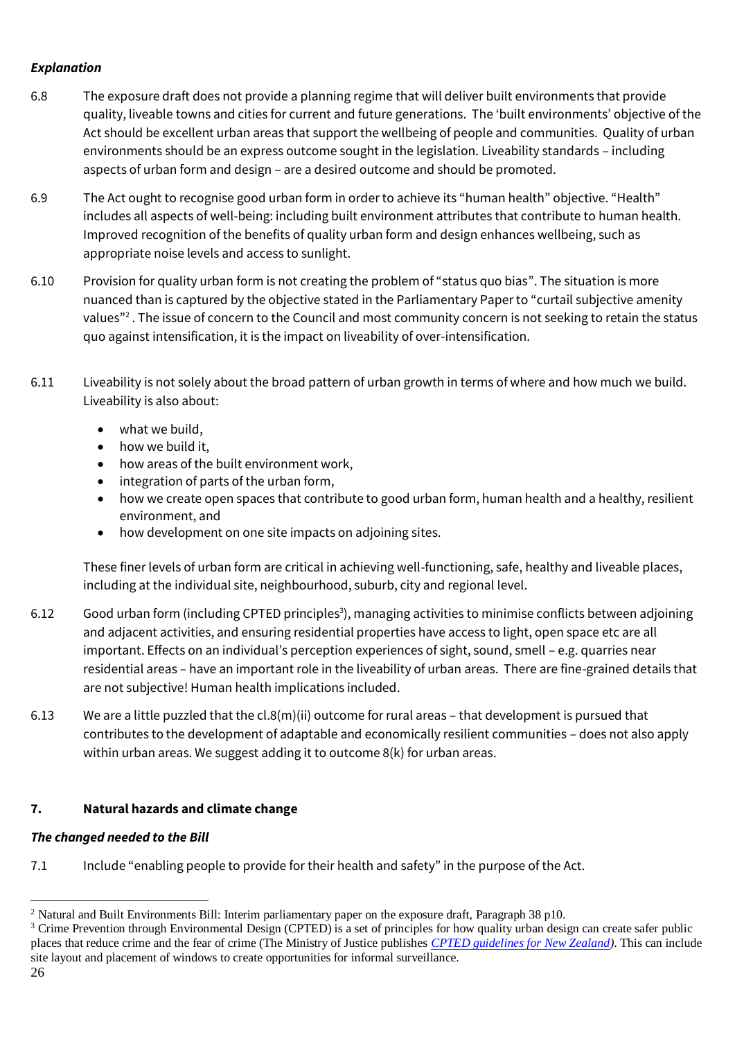***Explanation***

6.8 The exposure draft does not provide a planning regime that will deliver built environments that provide quality, liveable towns and cities for current and future generations. The 'built environments' objective of the Act should be excellent urban areas that support the wellbeing of people and communities. Quality of urban environments should be an express outcome sought in the legislation. Liveability standards – including aspects of urban form and design – are a desired outcome and should be promoted.

6.9 The Act ought to recognise good urban form in order to achieve its "human health" objective. "Health" includes all aspects of well-being: including built environment attributes that contribute to human health. Improved recognition of the benefits of quality urban form and design enhances wellbeing, such as appropriate noise levels and access to sunlight.

6.10 Provision for quality urban form is not creating the problem of "status quo bias". The situation is more nuanced than is captured by the objective stated in the Parliamentary Paper to "curtail subjective amenity values"[2]. The issue of concern to the Council and most community concern is not seeking to retain the status quo against intensification, it is the impact on liveability of over-intensification.

6.11 Liveability is not solely about the broad pattern of urban growth in terms of where and how much we build. Liveability is also about:

- what we build,
- how we build it,
- how areas of the built environment work,
- integration of parts of the urban form,
- how we create open spaces that contribute to good urban form, human health and a healthy, resilient environment, and
- how development on one site impacts on adjoining sites.

These finer levels of urban form are critical in achieving well-functioning, safe, healthy and liveable places, including at the individual site, neighbourhood, suburb, city and regional level.

6.12 Good urban form (including CPTED principles[3]), managing activities to minimise conflicts between adjoining and adjacent activities, and ensuring residential properties have access to light, open space etc are all important. Effects on an individual's perception experiences of sight, sound, smell – e.g. quarries near residential areas – have an important role in the liveability of urban areas. There are fine-grained details that are not subjective! Human health implications included.

6.13 We are a little puzzled that the cl.8(m)(ii) outcome for rural areas – that development is pursued that contributes to the development of adaptable and economically resilient communities – does not also apply within urban areas. We suggest adding it to outcome 8(k) for urban areas.

## 7. Natural hazards and climate change

***The changed needed to the Bill***

7.1 Include "enabling people to provide for their health and safety" in the purpose of the Act.

---

[2] Natural and Built Environments Bill: Interim parliamentary paper on the exposure draft, Paragraph 38 p10.

[3] Crime Prevention through Environmental Design (CPTED) is a set of principles for how quality urban design can create safer public places that reduce crime and the fear of crime (The Ministry of Justice publishes *CPTED guidelines for New Zealand)*. This can include site layout and placement of windows to create opportunities for informal surveillance.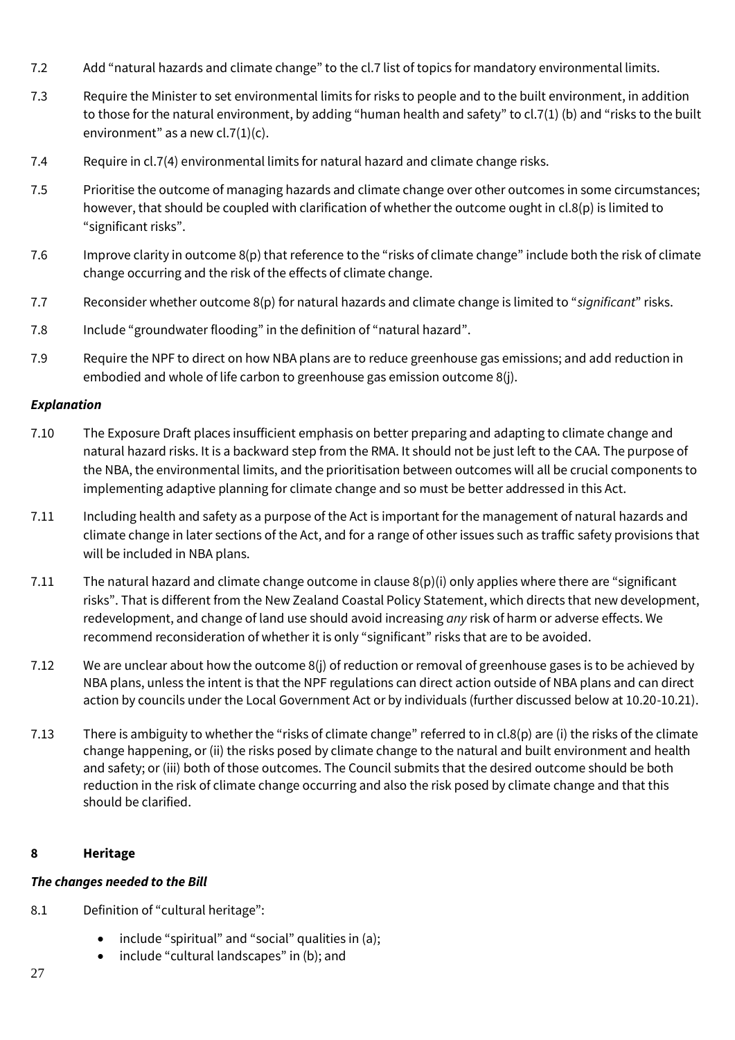7.2 Add "natural hazards and climate change" to the cl.7 list of topics for mandatory environmental limits.

7.3 Require the Minister to set environmental limits for risks to people and to the built environment, in addition to those for the natural environment, by adding "human health and safety" to cl.7(1) (b) and "risks to the built environment" as a new cl.7(1)(c).

7.4 Require in cl.7(4) environmental limits for natural hazard and climate change risks.

7.5 Prioritise the outcome of managing hazards and climate change over other outcomes in some circumstances; however, that should be coupled with clarification of whether the outcome ought in cl.8(p) is limited to "significant risks".

7.6 Improve clarity in outcome 8(p) that reference to the "risks of climate change" include both the risk of climate change occurring and the risk of the effects of climate change.

7.7 Reconsider whether outcome 8(p) for natural hazards and climate change is limited to "*significant*" risks.

7.8 Include "groundwater flooding" in the definition of "natural hazard".

7.9 Require the NPF to direct on how NBA plans are to reduce greenhouse gas emissions; and add reduction in embodied and whole of life carbon to greenhouse gas emission outcome 8(j).

***Explanation***

7.10 The Exposure Draft places insufficient emphasis on better preparing and adapting to climate change and natural hazard risks. It is a backward step from the RMA. It should not be just left to the CAA. The purpose of the NBA, the environmental limits, and the prioritisation between outcomes will all be crucial components to implementing adaptive planning for climate change and so must be better addressed in this Act.

7.11 Including health and safety as a purpose of the Act is important for the management of natural hazards and climate change in later sections of the Act, and for a range of other issues such as traffic safety provisions that will be included in NBA plans.

7.11 The natural hazard and climate change outcome in clause 8(p)(i) only applies where there are "significant risks". That is different from the New Zealand Coastal Policy Statement, which directs that new development, redevelopment, and change of land use should avoid increasing *any* risk of harm or adverse effects. We recommend reconsideration of whether it is only "significant" risks that are to be avoided.

7.12 We are unclear about how the outcome 8(j) of reduction or removal of greenhouse gases is to be achieved by NBA plans, unless the intent is that the NPF regulations can direct action outside of NBA plans and can direct action by councils under the Local Government Act or by individuals (further discussed below at 10.20-10.21).

7.13 There is ambiguity to whether the "risks of climate change" referred to in cl.8(p) are (i) the risks of the climate change happening, or (ii) the risks posed by climate change to the natural and built environment and health and safety; or (iii) both of those outcomes. The Council submits that the desired outcome should be both reduction in the risk of climate change occurring and also the risk posed by climate change and that this should be clarified.

## 8 Heritage

***The changes needed to the Bill***

8.1 Definition of "cultural heritage":

- include "spiritual" and "social" qualities in (a);
- include "cultural landscapes" in (b); and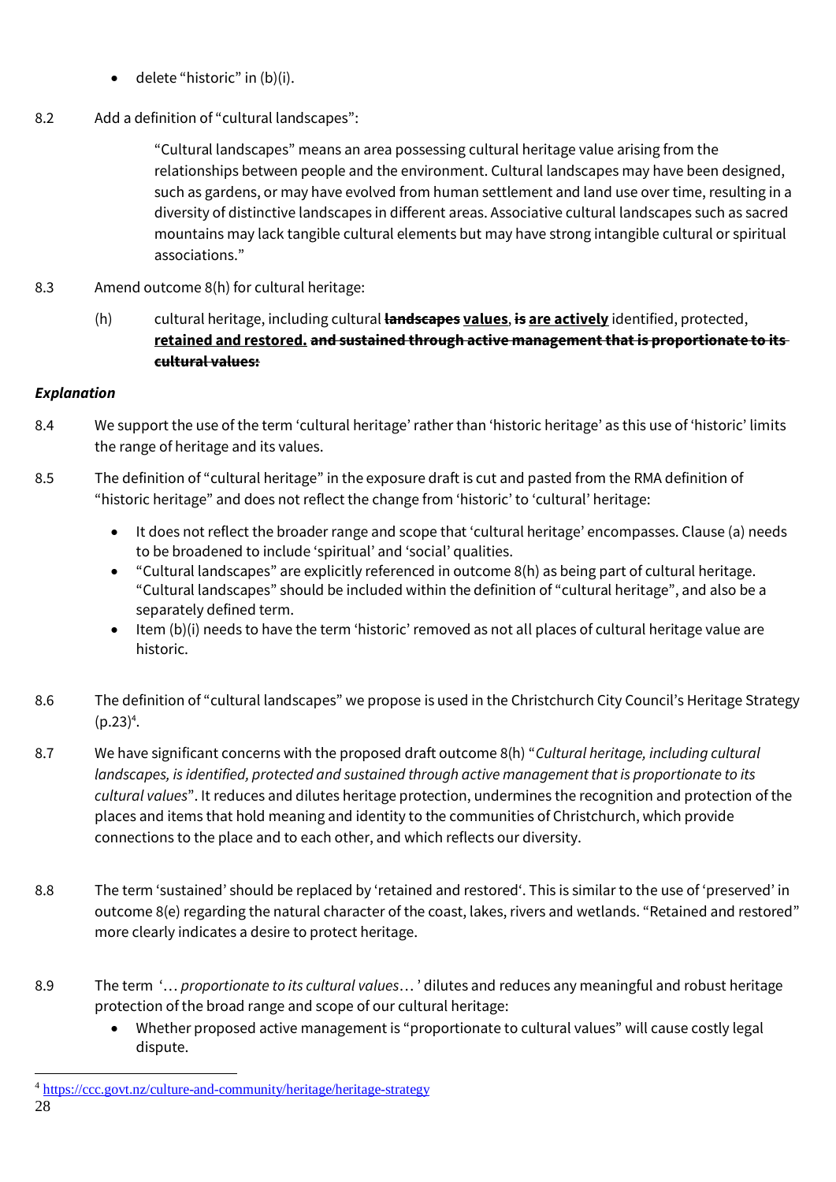- delete "historic" in (b)(i).

8.2 Add a definition of "cultural landscapes":

> "Cultural landscapes" means an area possessing cultural heritage value arising from the relationships between people and the environment. Cultural landscapes may have been designed, such as gardens, or may have evolved from human settlement and land use over time, resulting in a diversity of distinctive landscapes in different areas. Associative cultural landscapes such as sacred mountains may lack tangible cultural elements but may have strong intangible cultural or spiritual associations."

8.3 Amend outcome 8(h) for cultural heritage:

(h) cultural heritage, including cultural ~~**landscapes**~~ <u>**values**</u>, ~~**is**~~ <u>**are actively**</u> identified, protected, <u>**retained and restored.**</u> ~~**and sustained through active management that is proportionate to its cultural values:**~~

### *Explanation*

8.4 We support the use of the term 'cultural heritage' rather than 'historic heritage' as this use of 'historic' limits the range of heritage and its values.

8.5 The definition of "cultural heritage" in the exposure draft is cut and pasted from the RMA definition of "historic heritage" and does not reflect the change from 'historic' to 'cultural' heritage:

- It does not reflect the broader range and scope that 'cultural heritage' encompasses. Clause (a) needs to be broadened to include 'spiritual' and 'social' qualities.
- "Cultural landscapes" are explicitly referenced in outcome 8(h) as being part of cultural heritage. "Cultural landscapes" should be included within the definition of "cultural heritage", and also be a separately defined term.
- Item (b)(i) needs to have the term 'historic' removed as not all places of cultural heritage value are historic.

8.6 The definition of "cultural landscapes" we propose is used in the Christchurch City Council's Heritage Strategy (p.23)[4].

8.7 We have significant concerns with the proposed draft outcome 8(h) "*Cultural heritage, including cultural landscapes, is identified, protected and sustained through active management that is proportionate to its cultural values*". It reduces and dilutes heritage protection, undermines the recognition and protection of the places and items that hold meaning and identity to the communities of Christchurch, which provide connections to the place and to each other, and which reflects our diversity.

8.8 The term 'sustained' should be replaced by 'retained and restored'. This is similar to the use of 'preserved' in outcome 8(e) regarding the natural character of the coast, lakes, rivers and wetlands. "Retained and restored" more clearly indicates a desire to protect heritage.

8.9 The term '… *proportionate to its cultural values*… ' dilutes and reduces any meaningful and robust heritage protection of the broad range and scope of our cultural heritage:

- Whether proposed active management is "proportionate to cultural values" will cause costly legal dispute.

[4] https://ccc.govt.nz/culture-and-community/heritage/heritage-strategy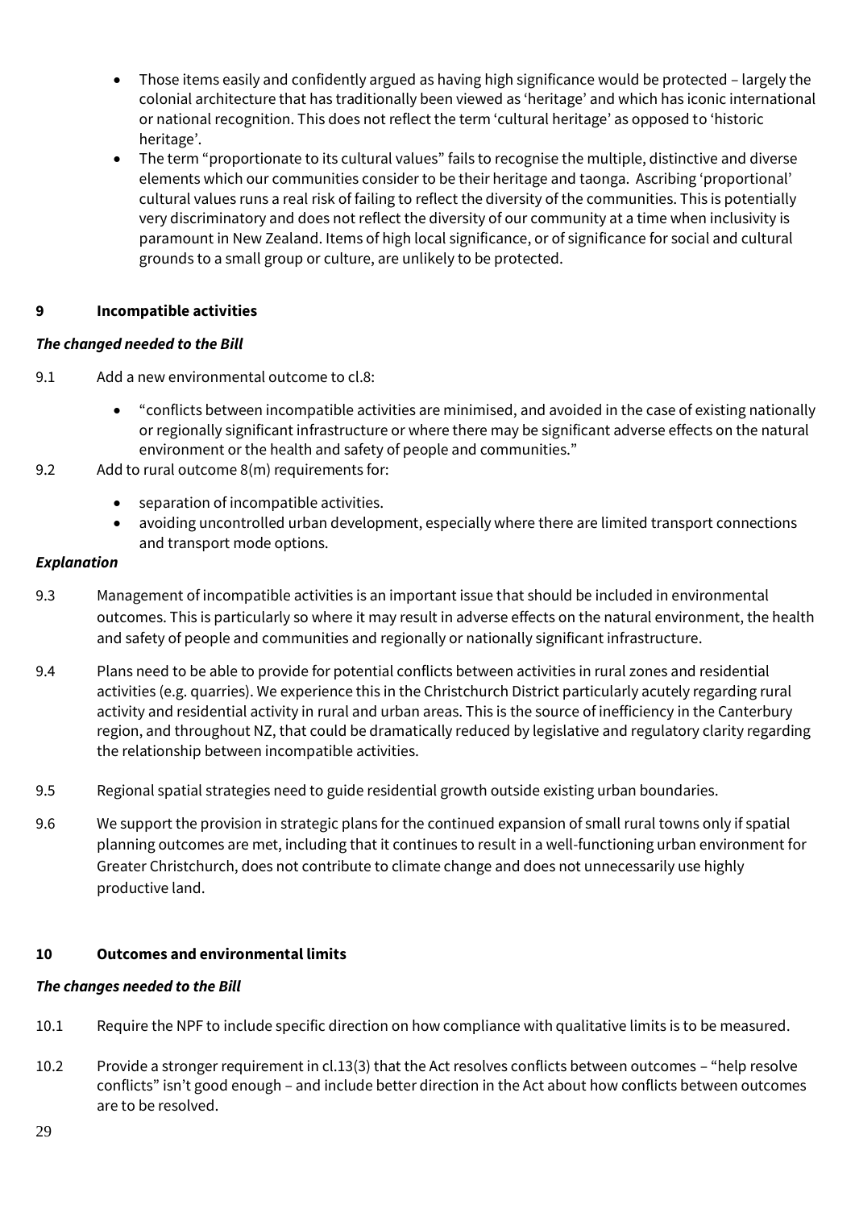- Those items easily and confidently argued as having high significance would be protected – largely the colonial architecture that has traditionally been viewed as 'heritage' and which has iconic international or national recognition. This does not reflect the term 'cultural heritage' as opposed to 'historic heritage'.
- The term "proportionate to its cultural values" fails to recognise the multiple, distinctive and diverse elements which our communities consider to be their heritage and taonga. Ascribing 'proportional' cultural values runs a real risk of failing to reflect the diversity of the communities. This is potentially very discriminatory and does not reflect the diversity of our community at a time when inclusivity is paramount in New Zealand. Items of high local significance, or of significance for social and cultural grounds to a small group or culture, are unlikely to be protected.

## 9 Incompatible activities

***The changed needed to the Bill***

9.1 Add a new environmental outcome to cl.8:

- "conflicts between incompatible activities are minimised, and avoided in the case of existing nationally or regionally significant infrastructure or where there may be significant adverse effects on the natural environment or the health and safety of people and communities."

9.2 Add to rural outcome 8(m) requirements for:

- separation of incompatible activities.
- avoiding uncontrolled urban development, especially where there are limited transport connections and transport mode options.

***Explanation***

9.3 Management of incompatible activities is an important issue that should be included in environmental outcomes. This is particularly so where it may result in adverse effects on the natural environment, the health and safety of people and communities and regionally or nationally significant infrastructure.

9.4 Plans need to be able to provide for potential conflicts between activities in rural zones and residential activities (e.g. quarries). We experience this in the Christchurch District particularly acutely regarding rural activity and residential activity in rural and urban areas. This is the source of inefficiency in the Canterbury region, and throughout NZ, that could be dramatically reduced by legislative and regulatory clarity regarding the relationship between incompatible activities.

9.5 Regional spatial strategies need to guide residential growth outside existing urban boundaries.

9.6 We support the provision in strategic plans for the continued expansion of small rural towns only if spatial planning outcomes are met, including that it continues to result in a well-functioning urban environment for Greater Christchurch, does not contribute to climate change and does not unnecessarily use highly productive land.

## 10 Outcomes and environmental limits

***The changes needed to the Bill***

10.1 Require the NPF to include specific direction on how compliance with qualitative limits is to be measured.

10.2 Provide a stronger requirement in cl.13(3) that the Act resolves conflicts between outcomes – "help resolve conflicts" isn't good enough – and include better direction in the Act about how conflicts between outcomes are to be resolved.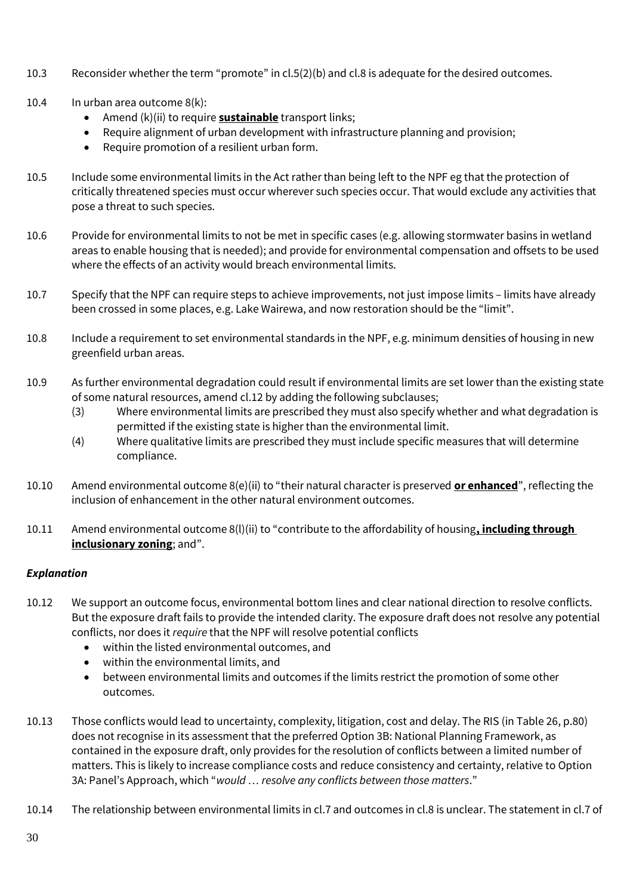10.3 Reconsider whether the term "promote" in cl.5(2)(b) and cl.8 is adequate for the desired outcomes.

10.4 In urban area outcome 8(k):

- Amend (k)(ii) to require **<u>sustainable</u>** transport links;
- Require alignment of urban development with infrastructure planning and provision;
- Require promotion of a resilient urban form.

10.5 Include some environmental limits in the Act rather than being left to the NPF eg that the protection of critically threatened species must occur wherever such species occur. That would exclude any activities that pose a threat to such species.

10.6 Provide for environmental limits to not be met in specific cases (e.g. allowing stormwater basins in wetland areas to enable housing that is needed); and provide for environmental compensation and offsets to be used where the effects of an activity would breach environmental limits.

10.7 Specify that the NPF can require steps to achieve improvements, not just impose limits – limits have already been crossed in some places, e.g. Lake Wairewa, and now restoration should be the "limit".

10.8 Include a requirement to set environmental standards in the NPF, e.g. minimum densities of housing in new greenfield urban areas.

10.9 As further environmental degradation could result if environmental limits are set lower than the existing state of some natural resources, amend cl.12 by adding the following subclauses;

(3) Where environmental limits are prescribed they must also specify whether and what degradation is permitted if the existing state is higher than the environmental limit.

(4) Where qualitative limits are prescribed they must include specific measures that will determine compliance.

10.10 Amend environmental outcome 8(e)(ii) to "their natural character is preserved **<u>or enhanced</u>**", reflecting the inclusion of enhancement in the other natural environment outcomes.

10.11 Amend environmental outcome 8(l)(ii) to "contribute to the affordability of housing**<u>, including through inclusionary zoning</u>**; and".

### *Explanation*

10.12 We support an outcome focus, environmental bottom lines and clear national direction to resolve conflicts. But the exposure draft fails to provide the intended clarity. The exposure draft does not resolve any potential conflicts, nor does it *require* that the NPF will resolve potential conflicts

- within the listed environmental outcomes, and
- within the environmental limits, and
- between environmental limits and outcomes if the limits restrict the promotion of some other outcomes.

10.13 Those conflicts would lead to uncertainty, complexity, litigation, cost and delay. The RIS (in Table 26, p.80) does not recognise in its assessment that the preferred Option 3B: National Planning Framework, as contained in the exposure draft, only provides for the resolution of conflicts between a limited number of matters. This is likely to increase compliance costs and reduce consistency and certainty, relative to Option 3A: Panel's Approach, which "*would … resolve any conflicts between those matters*."

10.14 The relationship between environmental limits in cl.7 and outcomes in cl.8 is unclear. The statement in cl.7 of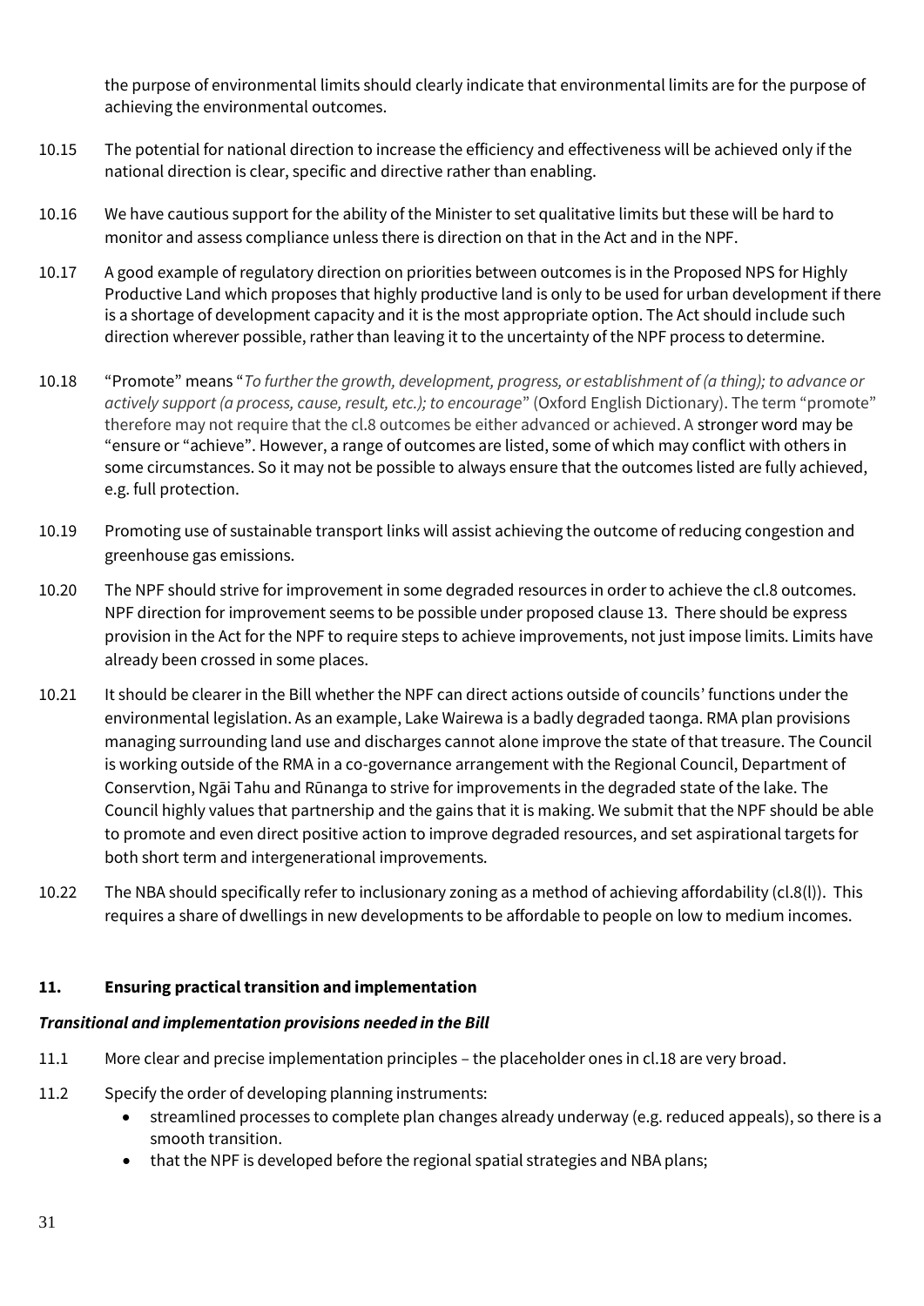the purpose of environmental limits should clearly indicate that environmental limits are for the purpose of achieving the environmental outcomes.

10.15 The potential for national direction to increase the efficiency and effectiveness will be achieved only if the national direction is clear, specific and directive rather than enabling.

10.16 We have cautious support for the ability of the Minister to set qualitative limits but these will be hard to monitor and assess compliance unless there is direction on that in the Act and in the NPF.

10.17 A good example of regulatory direction on priorities between outcomes is in the Proposed NPS for Highly Productive Land which proposes that highly productive land is only to be used for urban development if there is a shortage of development capacity and it is the most appropriate option. The Act should include such direction wherever possible, rather than leaving it to the uncertainty of the NPF process to determine.

10.18 "Promote" means "*To further the growth, development, progress, or establishment of (a thing); to advance or actively support (a process, cause, result, etc.); to encourage*" (Oxford English Dictionary). The term "promote" therefore may not require that the cl.8 outcomes be either advanced or achieved. A stronger word may be "ensure or "achieve". However, a range of outcomes are listed, some of which may conflict with others in some circumstances. So it may not be possible to always ensure that the outcomes listed are fully achieved, e.g. full protection.

10.19 Promoting use of sustainable transport links will assist achieving the outcome of reducing congestion and greenhouse gas emissions.

10.20 The NPF should strive for improvement in some degraded resources in order to achieve the cl.8 outcomes. NPF direction for improvement seems to be possible under proposed clause 13. There should be express provision in the Act for the NPF to require steps to achieve improvements, not just impose limits. Limits have already been crossed in some places.

10.21 It should be clearer in the Bill whether the NPF can direct actions outside of councils' functions under the environmental legislation. As an example, Lake Wairewa is a badly degraded taonga. RMA plan provisions managing surrounding land use and discharges cannot alone improve the state of that treasure. The Council is working outside of the RMA in a co-governance arrangement with the Regional Council, Department of Conservtion, Ngāi Tahu and Rūnanga to strive for improvements in the degraded state of the lake. The Council highly values that partnership and the gains that it is making. We submit that the NPF should be able to promote and even direct positive action to improve degraded resources, and set aspirational targets for both short term and intergenerational improvements.

10.22 The NBA should specifically refer to inclusionary zoning as a method of achieving affordability (cl.8(l)). This requires a share of dwellings in new developments to be affordable to people on low to medium incomes.

## 11. Ensuring practical transition and implementation

### *Transitional and implementation provisions needed in the Bill*

11.1 More clear and precise implementation principles – the placeholder ones in cl.18 are very broad.

11.2 Specify the order of developing planning instruments:

- streamlined processes to complete plan changes already underway (e.g. reduced appeals), so there is a smooth transition.
- that the NPF is developed before the regional spatial strategies and NBA plans;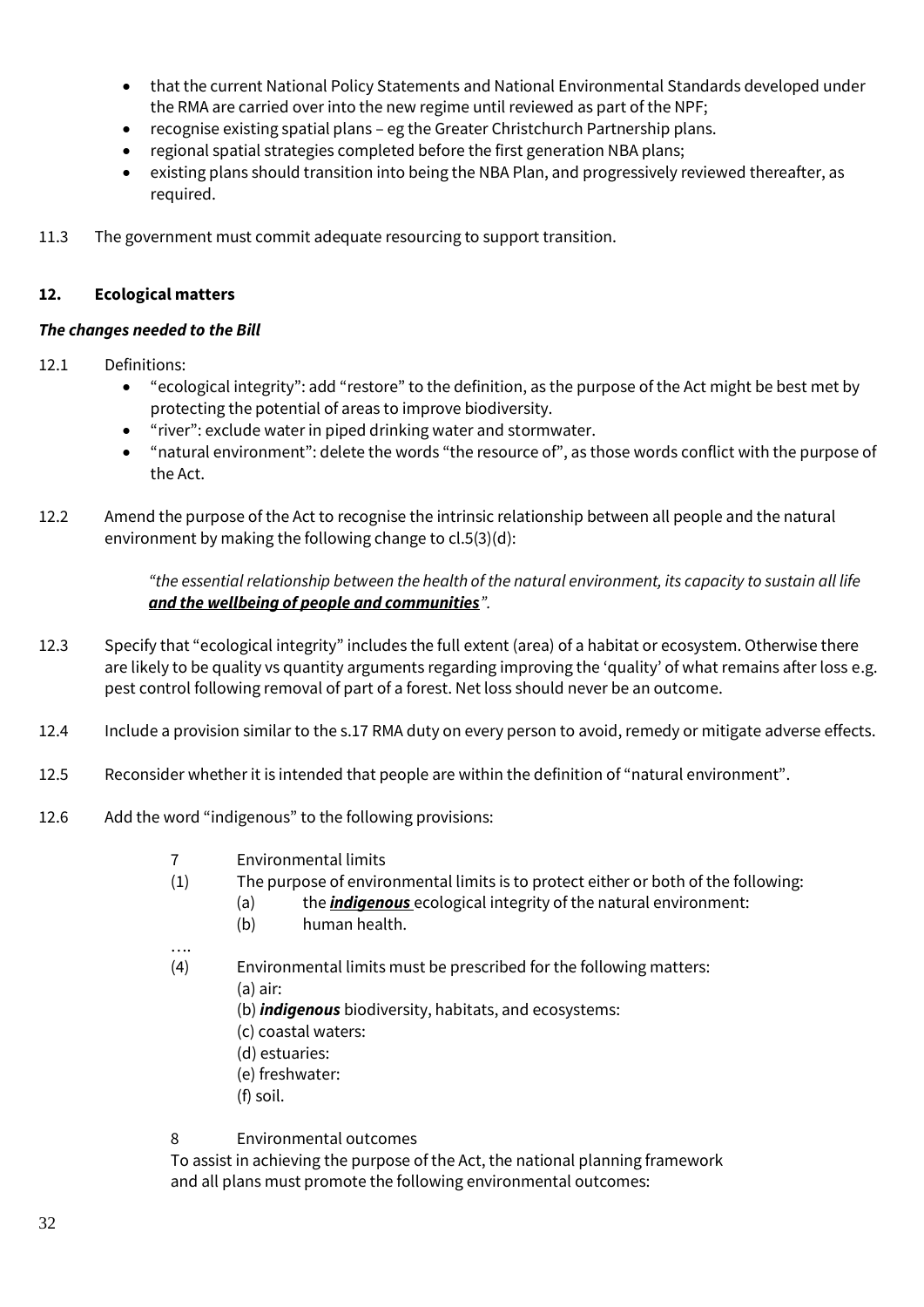- that the current National Policy Statements and National Environmental Standards developed under the RMA are carried over into the new regime until reviewed as part of the NPF;
- recognise existing spatial plans – eg the Greater Christchurch Partnership plans.
- regional spatial strategies completed before the first generation NBA plans;
- existing plans should transition into being the NBA Plan, and progressively reviewed thereafter, as required.

11.3 The government must commit adequate resourcing to support transition.

## 12. Ecological matters

***The changes needed to the Bill***

12.1 Definitions:

- "ecological integrity": add "restore" to the definition, as the purpose of the Act might be best met by protecting the potential of areas to improve biodiversity.
- "river": exclude water in piped drinking water and stormwater.
- "natural environment": delete the words "the resource of", as those words conflict with the purpose of the Act.

12.2 Amend the purpose of the Act to recognise the intrinsic relationship between all people and the natural environment by making the following change to cl.5(3)(d):

> *"the essential relationship between the health of the natural environment, its capacity to sustain all life **<u>and the wellbeing of people and communities</u>**".*

12.3 Specify that "ecological integrity" includes the full extent (area) of a habitat or ecosystem. Otherwise there are likely to be quality vs quantity arguments regarding improving the 'quality' of what remains after loss e.g. pest control following removal of part of a forest. Net loss should never be an outcome.

12.4 Include a provision similar to the s.17 RMA duty on every person to avoid, remedy or mitigate adverse effects.

12.5 Reconsider whether it is intended that people are within the definition of "natural environment".

12.6 Add the word "indigenous" to the following provisions:

> 7 Environmental limits
>
> (1) The purpose of environmental limits is to protect either or both of the following:
>
> (a) the ***<u>indigenous</u>*** ecological integrity of the natural environment:
>
> (b) human health.
>
> ….
>
> (4) Environmental limits must be prescribed for the following matters:
>
> (a) air:
>
> (b) ***indigenous*** biodiversity, habitats, and ecosystems:
>
> (c) coastal waters:
>
> (d) estuaries:
>
> (e) freshwater:
>
> (f) soil.
>
> 8 Environmental outcomes
>
> To assist in achieving the purpose of the Act, the national planning framework and all plans must promote the following environmental outcomes: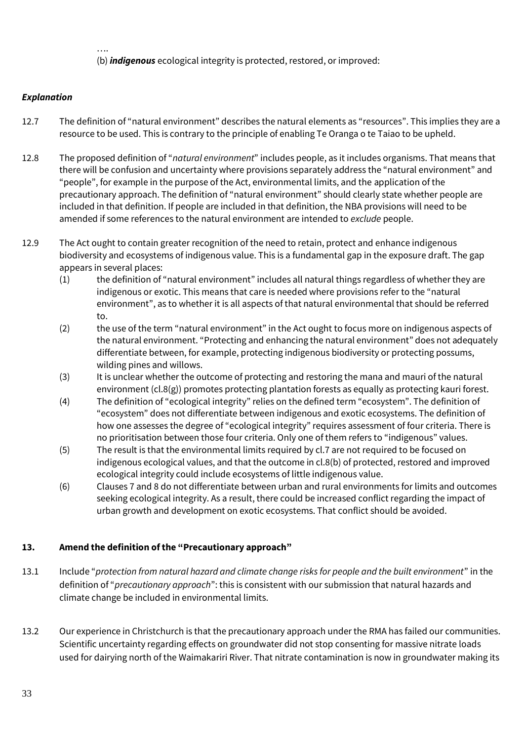….

(b) ***indigenous*** ecological integrity is protected, restored, or improved:

***Explanation***

12.7 The definition of "natural environment" describes the natural elements as "resources". This implies they are a resource to be used. This is contrary to the principle of enabling Te Oranga o te Taiao to be upheld.

12.8 The proposed definition of "*natural environment*" includes people, as it includes organisms. That means that there will be confusion and uncertainty where provisions separately address the "natural environment" and "people", for example in the purpose of the Act, environmental limits, and the application of the precautionary approach. The definition of "natural environment" should clearly state whether people are included in that definition. If people are included in that definition, the NBA provisions will need to be amended if some references to the natural environment are intended to *exclude* people.

12.9 The Act ought to contain greater recognition of the need to retain, protect and enhance indigenous biodiversity and ecosystems of indigenous value. This is a fundamental gap in the exposure draft. The gap appears in several places:

(1) the definition of "natural environment" includes all natural things regardless of whether they are indigenous or exotic. This means that care is needed where provisions refer to the "natural environment", as to whether it is all aspects of that natural environmental that should be referred to.

(2) the use of the term "natural environment" in the Act ought to focus more on indigenous aspects of the natural environment. "Protecting and enhancing the natural environment" does not adequately differentiate between, for example, protecting indigenous biodiversity or protecting possums, wilding pines and willows.

(3) It is unclear whether the outcome of protecting and restoring the mana and mauri of the natural environment (cl.8(g)) promotes protecting plantation forests as equally as protecting kauri forest.

(4) The definition of "ecological integrity" relies on the defined term "ecosystem". The definition of "ecosystem" does not differentiate between indigenous and exotic ecosystems. The definition of how one assesses the degree of "ecological integrity" requires assessment of four criteria. There is no prioritisation between those four criteria. Only one of them refers to "indigenous" values.

(5) The result is that the environmental limits required by cl.7 are not required to be focused on indigenous ecological values, and that the outcome in cl.8(b) of protected, restored and improved ecological integrity could include ecosystems of little indigenous value.

(6) Clauses 7 and 8 do not differentiate between urban and rural environments for limits and outcomes seeking ecological integrity. As a result, there could be increased conflict regarding the impact of urban growth and development on exotic ecosystems. That conflict should be avoided.

## 13. Amend the definition of the "Precautionary approach"

13.1 Include "*protection from natural hazard and climate change risks for people and the built environment*" in the definition of "*precautionary approach*": this is consistent with our submission that natural hazards and climate change be included in environmental limits.

13.2 Our experience in Christchurch is that the precautionary approach under the RMA has failed our communities. Scientific uncertainty regarding effects on groundwater did not stop consenting for massive nitrate loads used for dairying north of the Waimakariri River. That nitrate contamination is now in groundwater making its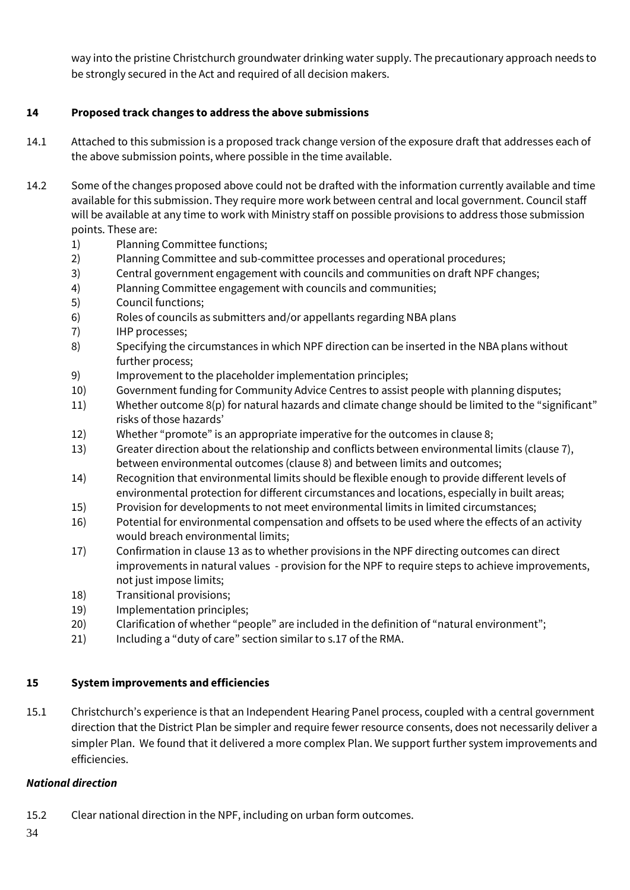way into the pristine Christchurch groundwater drinking water supply. The precautionary approach needs to be strongly secured in the Act and required of all decision makers.

## 14 Proposed track changes to address the above submissions

14.1 Attached to this submission is a proposed track change version of the exposure draft that addresses each of the above submission points, where possible in the time available.

14.2 Some of the changes proposed above could not be drafted with the information currently available and time available for this submission. They require more work between central and local government. Council staff will be available at any time to work with Ministry staff on possible provisions to address those submission points. These are:

1) Planning Committee functions;
2) Planning Committee and sub-committee processes and operational procedures;
3) Central government engagement with councils and communities on draft NPF changes;
4) Planning Committee engagement with councils and communities;
5) Council functions;
6) Roles of councils as submitters and/or appellants regarding NBA plans
7) IHP processes;
8) Specifying the circumstances in which NPF direction can be inserted in the NBA plans without further process;
9) Improvement to the placeholder implementation principles;
10) Government funding for Community Advice Centres to assist people with planning disputes;
11) Whether outcome 8(p) for natural hazards and climate change should be limited to the "significant" risks of those hazards'
12) Whether "promote" is an appropriate imperative for the outcomes in clause 8;
13) Greater direction about the relationship and conflicts between environmental limits (clause 7), between environmental outcomes (clause 8) and between limits and outcomes;
14) Recognition that environmental limits should be flexible enough to provide different levels of environmental protection for different circumstances and locations, especially in built areas;
15) Provision for developments to not meet environmental limits in limited circumstances;
16) Potential for environmental compensation and offsets to be used where the effects of an activity would breach environmental limits;
17) Confirmation in clause 13 as to whether provisions in the NPF directing outcomes can direct improvements in natural values - provision for the NPF to require steps to achieve improvements, not just impose limits;
18) Transitional provisions;
19) Implementation principles;
20) Clarification of whether "people" are included in the definition of "natural environment";
21) Including a "duty of care" section similar to s.17 of the RMA.

## 15 System improvements and efficiencies

15.1 Christchurch's experience is that an Independent Hearing Panel process, coupled with a central government direction that the District Plan be simpler and require fewer resource consents, does not necessarily deliver a simpler Plan. We found that it delivered a more complex Plan. We support further system improvements and efficiencies.

### *National direction*

15.2 Clear national direction in the NPF, including on urban form outcomes.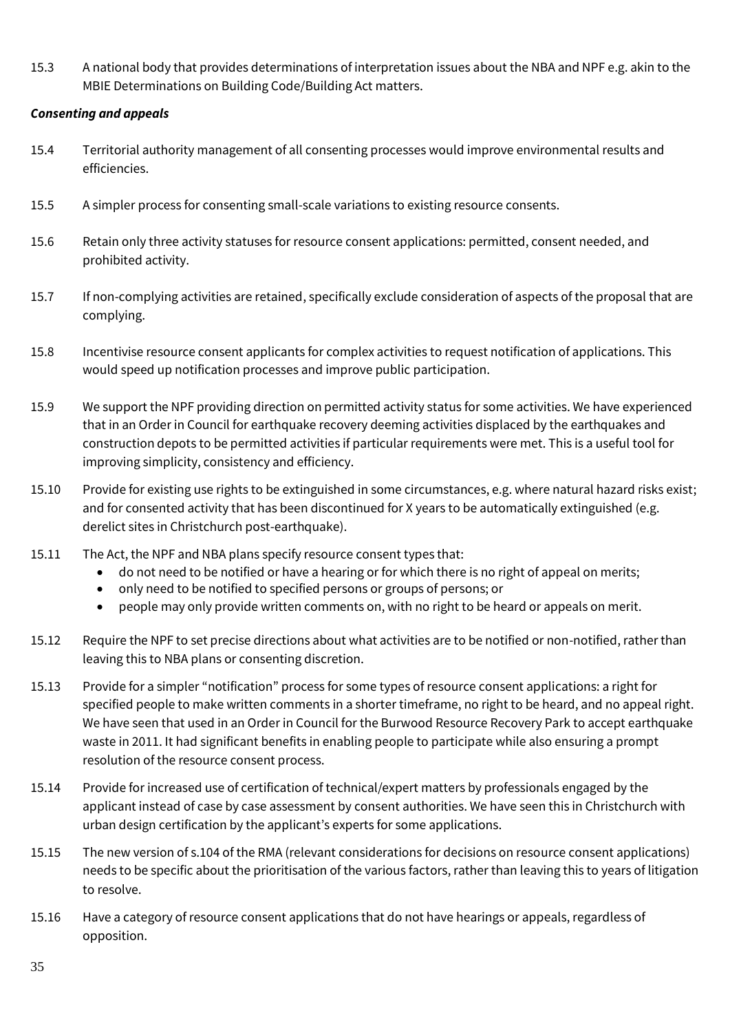15.3 A national body that provides determinations of interpretation issues about the NBA and NPF e.g. akin to the MBIE Determinations on Building Code/Building Act matters.

***Consenting and appeals***

15.4 Territorial authority management of all consenting processes would improve environmental results and efficiencies.

15.5 A simpler process for consenting small-scale variations to existing resource consents.

15.6 Retain only three activity statuses for resource consent applications: permitted, consent needed, and prohibited activity.

15.7 If non-complying activities are retained, specifically exclude consideration of aspects of the proposal that are complying.

15.8 Incentivise resource consent applicants for complex activities to request notification of applications. This would speed up notification processes and improve public participation.

15.9 We support the NPF providing direction on permitted activity status for some activities. We have experienced that in an Order in Council for earthquake recovery deeming activities displaced by the earthquakes and construction depots to be permitted activities if particular requirements were met. This is a useful tool for improving simplicity, consistency and efficiency.

15.10 Provide for existing use rights to be extinguished in some circumstances, e.g. where natural hazard risks exist; and for consented activity that has been discontinued for X years to be automatically extinguished (e.g. derelict sites in Christchurch post-earthquake).

15.11 The Act, the NPF and NBA plans specify resource consent types that:

- do not need to be notified or have a hearing or for which there is no right of appeal on merits;
- only need to be notified to specified persons or groups of persons; or
- people may only provide written comments on, with no right to be heard or appeals on merit.

15.12 Require the NPF to set precise directions about what activities are to be notified or non-notified, rather than leaving this to NBA plans or consenting discretion.

15.13 Provide for a simpler "notification" process for some types of resource consent applications: a right for specified people to make written comments in a shorter timeframe, no right to be heard, and no appeal right. We have seen that used in an Order in Council for the Burwood Resource Recovery Park to accept earthquake waste in 2011. It had significant benefits in enabling people to participate while also ensuring a prompt resolution of the resource consent process.

15.14 Provide for increased use of certification of technical/expert matters by professionals engaged by the applicant instead of case by case assessment by consent authorities. We have seen this in Christchurch with urban design certification by the applicant's experts for some applications.

15.15 The new version of s.104 of the RMA (relevant considerations for decisions on resource consent applications) needs to be specific about the prioritisation of the various factors, rather than leaving this to years of litigation to resolve.

15.16 Have a category of resource consent applications that do not have hearings or appeals, regardless of opposition.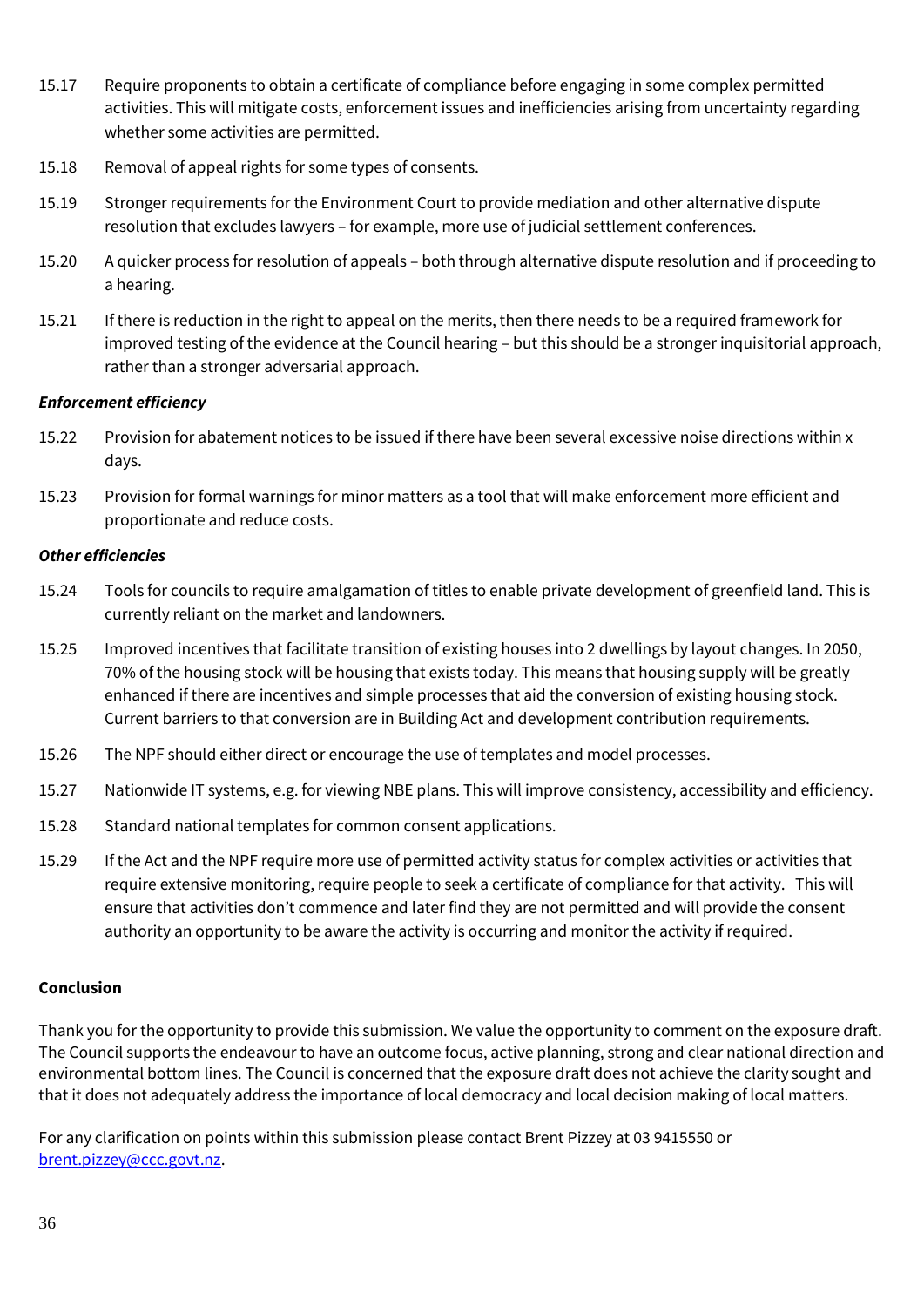15.17 Require proponents to obtain a certificate of compliance before engaging in some complex permitted activities. This will mitigate costs, enforcement issues and inefficiencies arising from uncertainty regarding whether some activities are permitted.

15.18 Removal of appeal rights for some types of consents.

15.19 Stronger requirements for the Environment Court to provide mediation and other alternative dispute resolution that excludes lawyers – for example, more use of judicial settlement conferences.

15.20 A quicker process for resolution of appeals – both through alternative dispute resolution and if proceeding to a hearing.

15.21 If there is reduction in the right to appeal on the merits, then there needs to be a required framework for improved testing of the evidence at the Council hearing – but this should be a stronger inquisitorial approach, rather than a stronger adversarial approach.

***Enforcement efficiency***

15.22 Provision for abatement notices to be issued if there have been several excessive noise directions within x days.

15.23 Provision for formal warnings for minor matters as a tool that will make enforcement more efficient and proportionate and reduce costs.

***Other efficiencies***

15.24 Tools for councils to require amalgamation of titles to enable private development of greenfield land. This is currently reliant on the market and landowners.

15.25 Improved incentives that facilitate transition of existing houses into 2 dwellings by layout changes. In 2050, 70% of the housing stock will be housing that exists today. This means that housing supply will be greatly enhanced if there are incentives and simple processes that aid the conversion of existing housing stock. Current barriers to that conversion are in Building Act and development contribution requirements.

15.26 The NPF should either direct or encourage the use of templates and model processes.

15.27 Nationwide IT systems, e.g. for viewing NBE plans. This will improve consistency, accessibility and efficiency.

15.28 Standard national templates for common consent applications.

15.29 If the Act and the NPF require more use of permitted activity status for complex activities or activities that require extensive monitoring, require people to seek a certificate of compliance for that activity. This will ensure that activities don't commence and later find they are not permitted and will provide the consent authority an opportunity to be aware the activity is occurring and monitor the activity if required.

**Conclusion**

Thank you for the opportunity to provide this submission. We value the opportunity to comment on the exposure draft. The Council supports the endeavour to have an outcome focus, active planning, strong and clear national direction and environmental bottom lines. The Council is concerned that the exposure draft does not achieve the clarity sought and that it does not adequately address the importance of local democracy and local decision making of local matters.

For any clarification on points within this submission please contact Brent Pizzey at 03 9415550 or [brent.pizzey@ccc.govt.nz](mailto:brent.pizzey@ccc.govt.nz).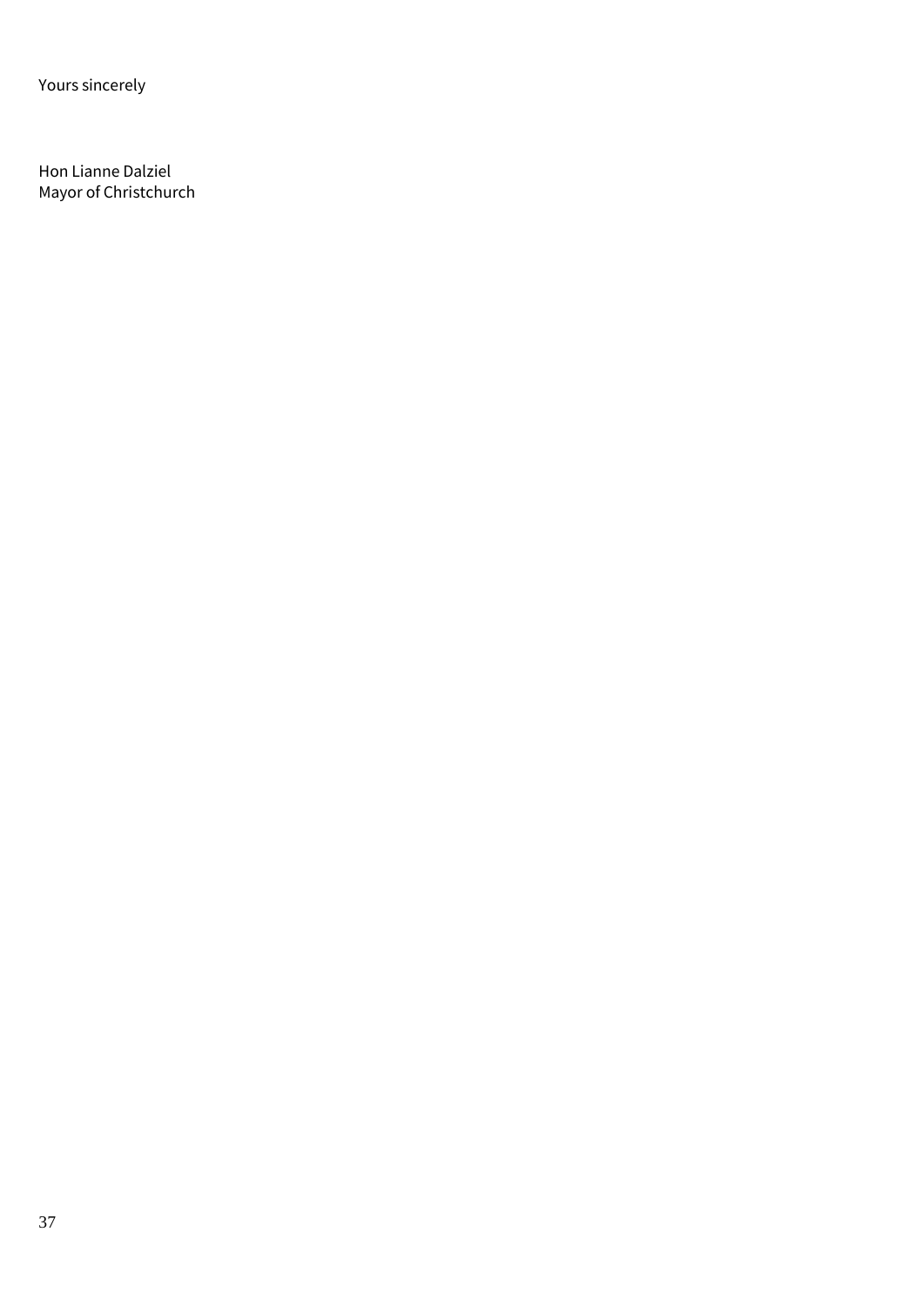Yours sincerely

Hon Lianne Dalziel
Mayor of Christchurch